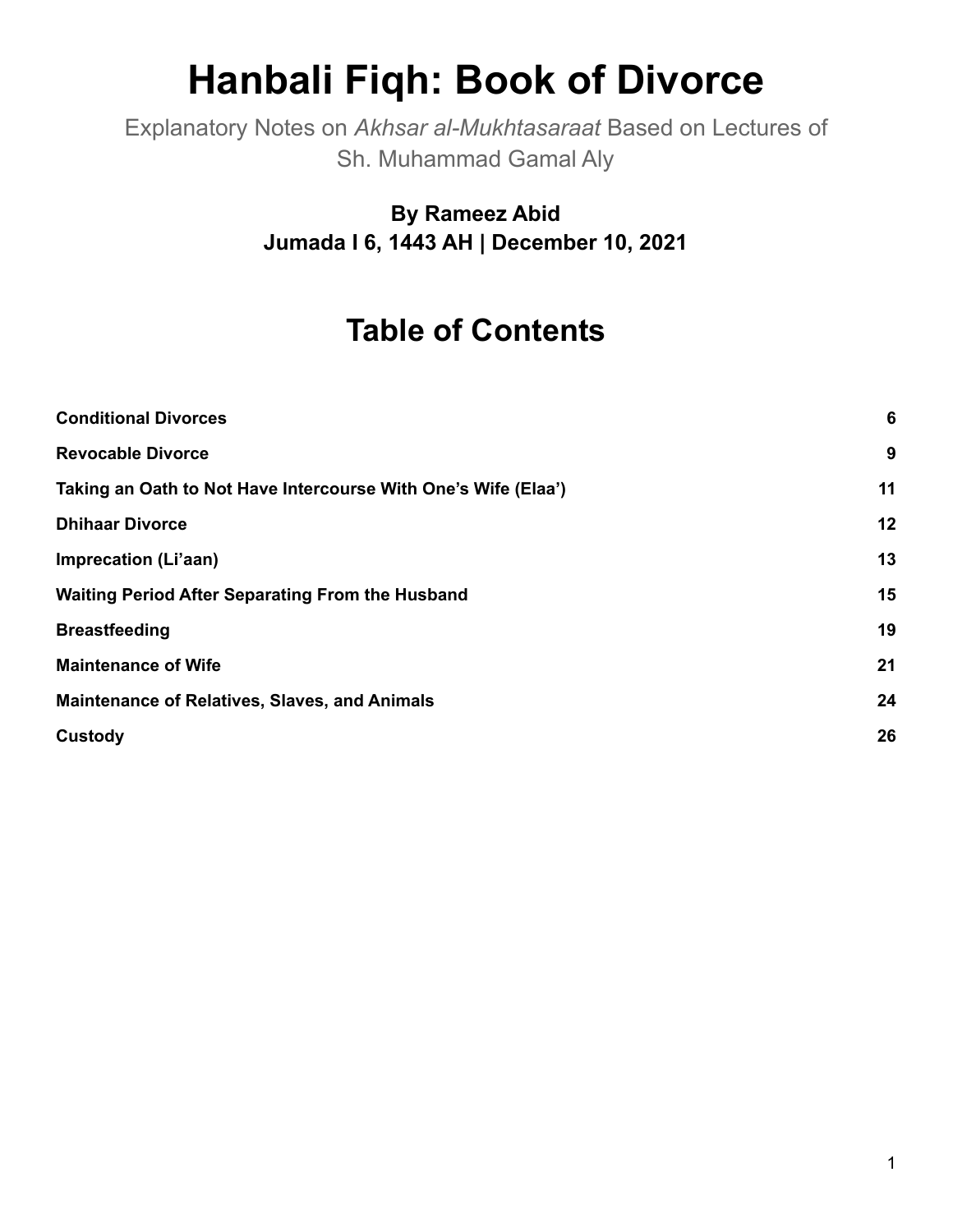# Hanbali Fiqh: Book of Divorce

Explanatory Notes on *Akhsar al-Mukhtasaraat* Based on Lectures of Sh. Muhammad Gamal Aly

**By Rameez Abid**
**Jumada I 6, 1443 AH | December 10, 2021**

## Table of Contents

| | |
|---|---|
| **Conditional Divorces** | **6** |
| **Revocable Divorce** | **9** |
| **Taking an Oath to Not Have Intercourse With One's Wife (Elaa')** | **11** |
| **Dhihaar Divorce** | **12** |
| **Imprecation (Li'aan)** | **13** |
| **Waiting Period After Separating From the Husband** | **15** |
| **Breastfeeding** | **19** |
| **Maintenance of Wife** | **21** |
| **Maintenance of Relatives, Slaves, and Animals** | **24** |
| **Custody** | **26** |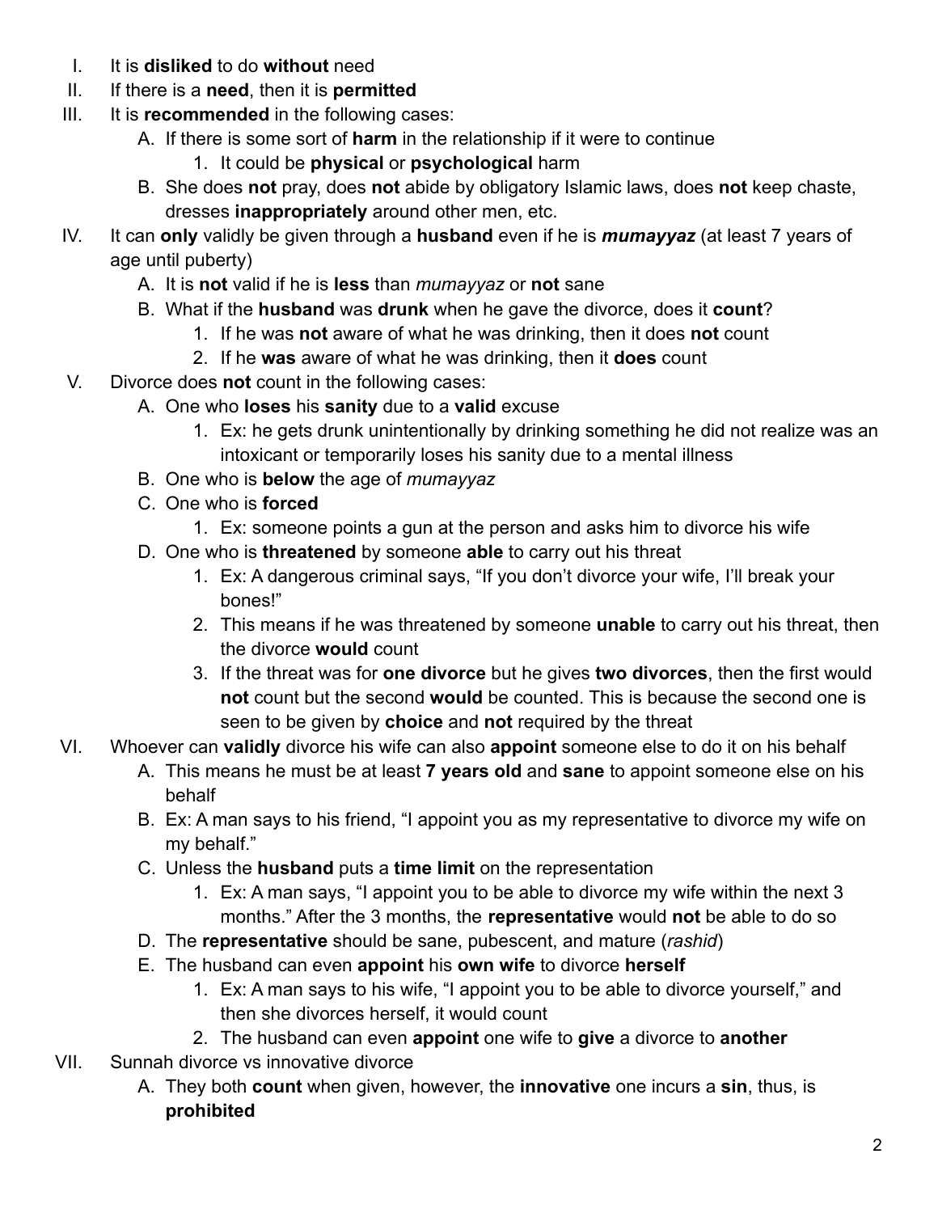I. It is **disliked** to do **without** need

II. If there is a **need**, then it is **permitted**

III. It is **recommended** in the following cases:

   A. If there is some sort of **harm** in the relationship if it were to continue

      1. It could be **physical** or **psychological** harm

   B. She does **not** pray, does **not** abide by obligatory Islamic laws, does **not** keep chaste, dresses **inappropriately** around other men, etc.

IV. It can **only** validly be given through a **husband** even if he is ***mumayyaz*** (at least 7 years of age until puberty)

   A. It is **not** valid if he is **less** than *mumayyaz* or **not** sane

   B. What if the **husband** was **drunk** when he gave the divorce, does it **count**?

      1. If he was **not** aware of what he was drinking, then it does **not** count

      2. If he **was** aware of what he was drinking, then it **does** count

V. Divorce does **not** count in the following cases:

   A. One who **loses** his **sanity** due to a **valid** excuse

      1. Ex: he gets drunk unintentionally by drinking something he did not realize was an intoxicant or temporarily loses his sanity due to a mental illness

   B. One who is **below** the age of *mumayyaz*

   C. One who is **forced**

      1. Ex: someone points a gun at the person and asks him to divorce his wife

   D. One who is **threatened** by someone **able** to carry out his threat

      1. Ex: A dangerous criminal says, "If you don't divorce your wife, I'll break your bones!"

      2. This means if he was threatened by someone **unable** to carry out his threat, then the divorce **would** count

      3. If the threat was for **one divorce** but he gives **two divorces**, then the first would **not** count but the second **would** be counted. This is because the second one is seen to be given by **choice** and **not** required by the threat

VI. Whoever can **validly** divorce his wife can also **appoint** someone else to do it on his behalf

   A. This means he must be at least **7 years old** and **sane** to appoint someone else on his behalf

   B. Ex: A man says to his friend, "I appoint you as my representative to divorce my wife on my behalf."

   C. Unless the **husband** puts a **time limit** on the representation

      1. Ex: A man says, "I appoint you to be able to divorce my wife within the next 3 months." After the 3 months, the **representative** would **not** be able to do so

   D. The **representative** should be sane, pubescent, and mature (*rashid*)

   E. The husband can even **appoint** his **own wife** to divorce **herself**

      1. Ex: A man says to his wife, "I appoint you to be able to divorce yourself," and then she divorces herself, it would count

      2. The husband can even **appoint** one wife to **give** a divorce to **another**

VII. Sunnah divorce vs innovative divorce

   A. They both **count** when given, however, the **innovative** one incurs a **sin**, thus, is **prohibited**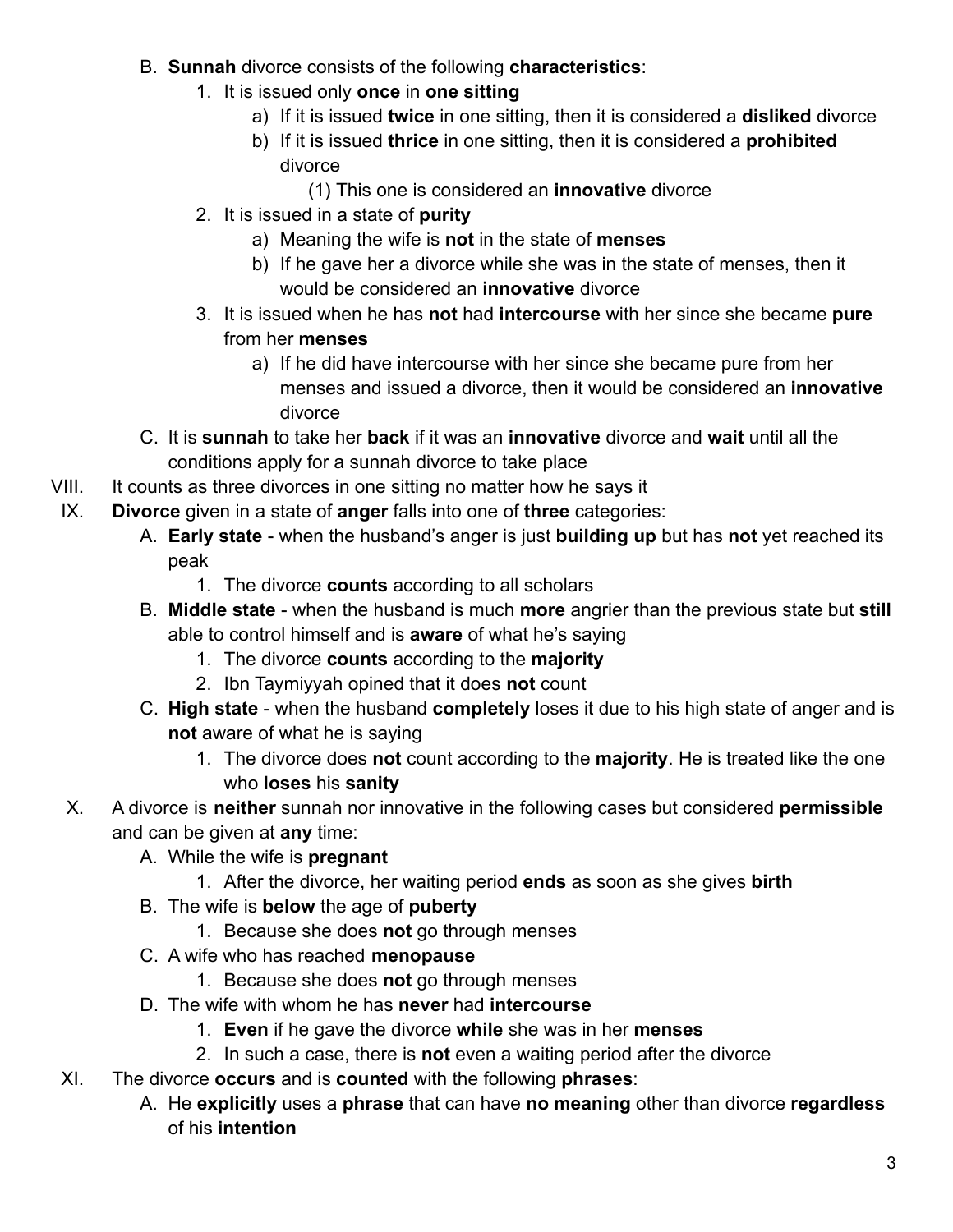B. **Sunnah** divorce consists of the following **characteristics**:
   1. It is issued only **once** in **one sitting**
      a) If it is issued **twice** in one sitting, then it is considered a **disliked** divorce
      b) If it is issued **thrice** in one sitting, then it is considered a **prohibited** divorce
         (1) This one is considered an **innovative** divorce
   2. It is issued in a state of **purity**
      a) Meaning the wife is **not** in the state of **menses**
      b) If he gave her a divorce while she was in the state of menses, then it would be considered an **innovative** divorce
   3. It is issued when he has **not** had **intercourse** with her since she became **pure** from her **menses**
      a) If he did have intercourse with her since she became pure from her menses and issued a divorce, then it would be considered an **innovative** divorce

C. It is **sunnah** to take her **back** if it was an **innovative** divorce and **wait** until all the conditions apply for a sunnah divorce to take place

VIII. It counts as three divorces in one sitting no matter how he says it

IX. **Divorce** given in a state of **anger** falls into one of **three** categories:

A. **Early state** - when the husband's anger is just **building up** but has **not** yet reached its peak
   1. The divorce **counts** according to all scholars

B. **Middle state** - when the husband is much **more** angrier than the previous state but **still** able to control himself and is **aware** of what he's saying
   1. The divorce **counts** according to the **majority**
   2. Ibn Taymiyyah opined that it does **not** count

C. **High state** - when the husband **completely** loses it due to his high state of anger and is **not** aware of what he is saying
   1. The divorce does **not** count according to the **majority**. He is treated like the one who **loses** his **sanity**

X. A divorce is **neither** sunnah nor innovative in the following cases but considered **permissible** and can be given at **any** time:

A. While the wife is **pregnant**
   1. After the divorce, her waiting period **ends** as soon as she gives **birth**

B. The wife is **below** the age of **puberty**
   1. Because she does **not** go through menses

C. A wife who has reached **menopause**
   1. Because she does **not** go through menses

D. The wife with whom he has **never** had **intercourse**
   1. **Even** if he gave the divorce **while** she was in her **menses**
   2. In such a case, there is **not** even a waiting period after the divorce

XI. The divorce **occurs** and is **counted** with the following **phrases**:

A. He **explicitly** uses a **phrase** that can have **no meaning** other than divorce **regardless** of his **intention**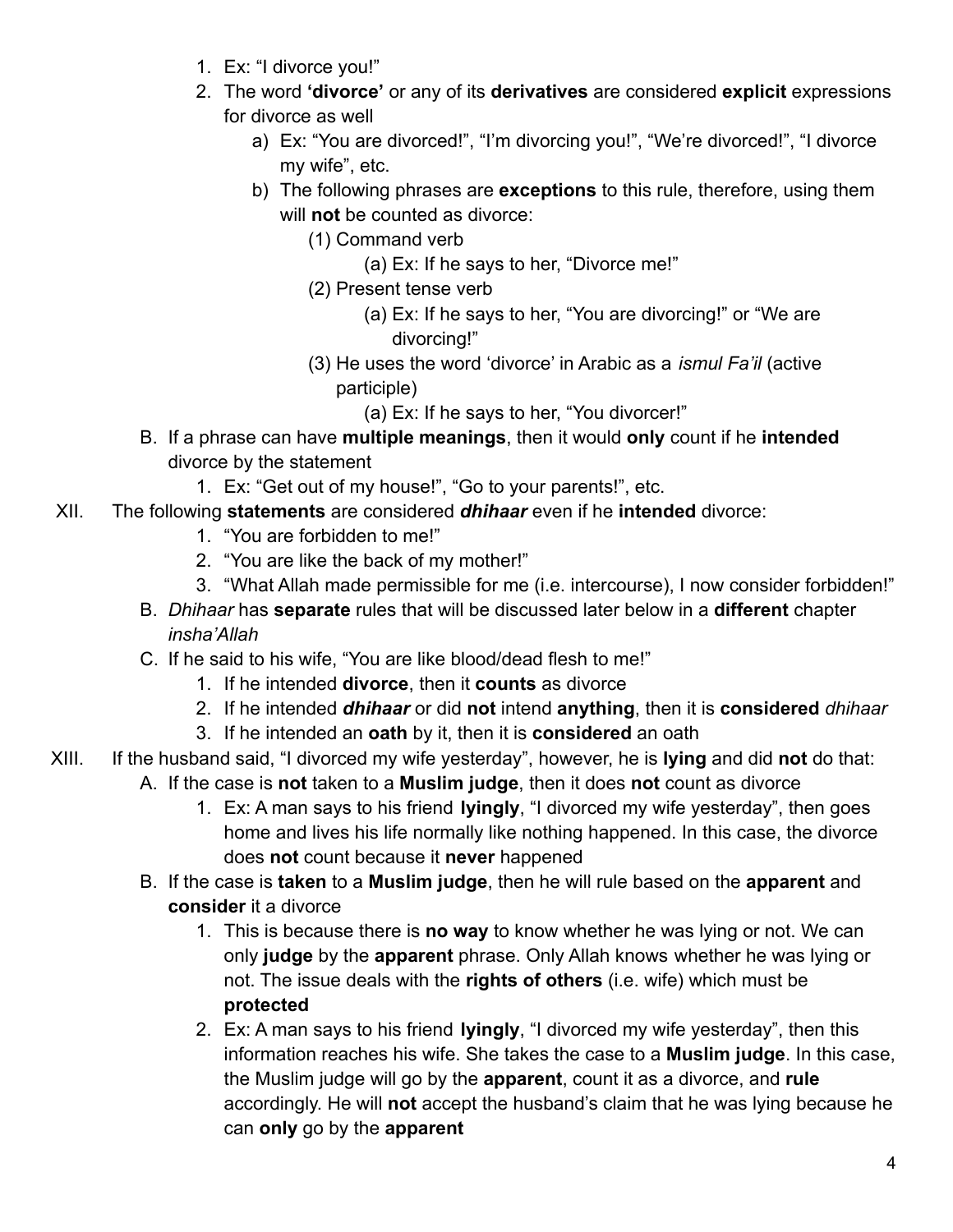1. Ex: "I divorce you!"
2. The word **'divorce'** or any of its **derivatives** are considered **explicit** expressions for divorce as well
    a) Ex: "You are divorced!", "I'm divorcing you!", "We're divorced!", "I divorce my wife", etc.
    b) The following phrases are **exceptions** to this rule, therefore, using them will **not** be counted as divorce:
        (1) Command verb
            (a) Ex: If he says to her, "Divorce me!"
        (2) Present tense verb
            (a) Ex: If he says to her, "You are divorcing!" or "We are divorcing!"
        (3) He uses the word 'divorce' in Arabic as a *ismul Fa'il* (active participle)
            (a) Ex: If he says to her, "You divorcer!"

B. If a phrase can have **multiple meanings**, then it would **only** count if he **intended** divorce by the statement
    1. Ex: "Get out of my house!", "Go to your parents!", etc.

XII. The following **statements** are considered ***dhihaar*** even if he **intended** divorce:
    1. "You are forbidden to me!"
    2. "You are like the back of my mother!"
    3. "What Allah made permissible for me (i.e. intercourse), I now consider forbidden!"

B. *Dhihaar* has **separate** rules that will be discussed later below in a **different** chapter *insha'Allah*

C. If he said to his wife, "You are like blood/dead flesh to me!"
    1. If he intended **divorce**, then it **counts** as divorce
    2. If he intended ***dhihaar*** or did **not** intend **anything**, then it is **considered** *dhihaar*
    3. If he intended an **oath** by it, then it is **considered** an oath

XIII. If the husband said, "I divorced my wife yesterday", however, he is **lying** and did **not** do that:

A. If the case is **not** taken to a **Muslim judge**, then it does **not** count as divorce
    1. Ex: A man says to his friend **lyingly**, "I divorced my wife yesterday", then goes home and lives his life normally like nothing happened. In this case, the divorce does **not** count because it **never** happened

B. If the case is **taken** to a **Muslim judge**, then he will rule based on the **apparent** and **consider** it a divorce
    1. This is because there is **no way** to know whether he was lying or not. We can only **judge** by the **apparent** phrase. Only Allah knows whether he was lying or not. The issue deals with the **rights of others** (i.e. wife) which must be **protected**
    2. Ex: A man says to his friend **lyingly**, "I divorced my wife yesterday", then this information reaches his wife. She takes the case to a **Muslim judge**. In this case, the Muslim judge will go by the **apparent**, count it as a divorce, and **rule** accordingly. He will **not** accept the husband's claim that he was lying because he can **only** go by the **apparent**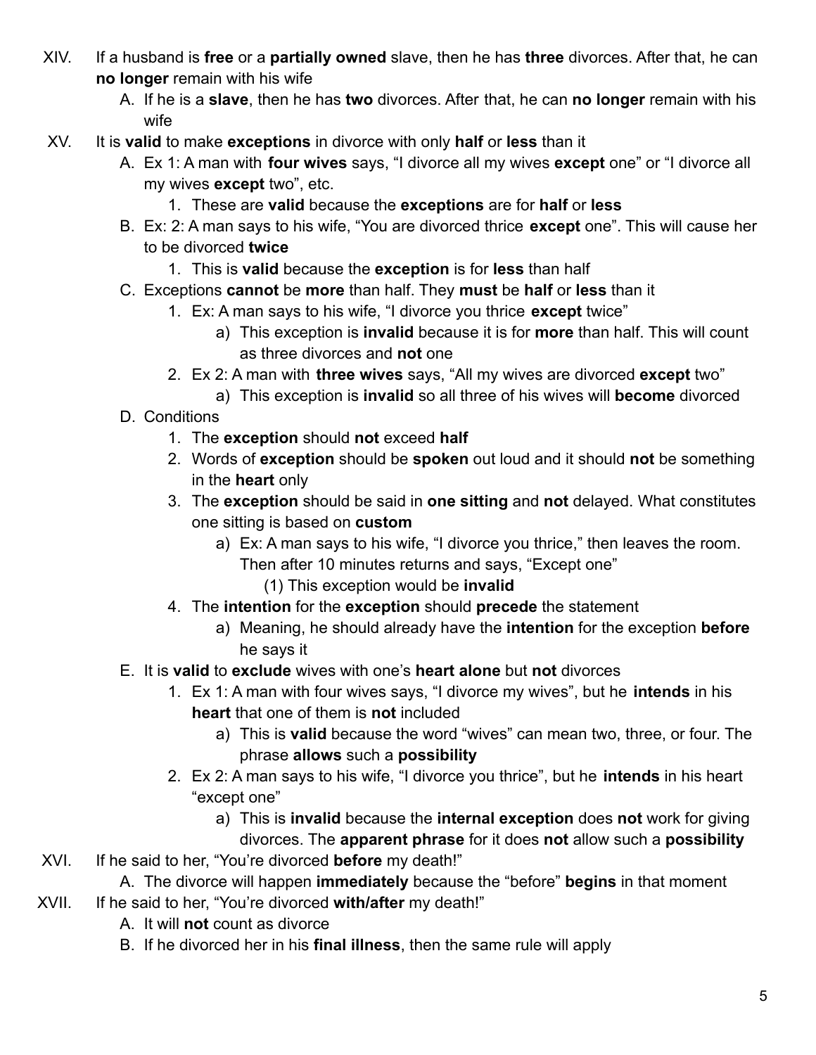XIV. If a husband is **free** or a **partially owned** slave, then he has **three** divorces. After that, he can **no longer** remain with his wife

   A. If he is a **slave**, then he has **two** divorces. After that, he can **no longer** remain with his wife

XV. It is **valid** to make **exceptions** in divorce with only **half** or **less** than it

   A. Ex 1: A man with **four wives** says, "I divorce all my wives **except** one" or "I divorce all my wives **except** two", etc.
      1. These are **valid** because the **exceptions** are for **half** or **less**

   B. Ex: 2: A man says to his wife, "You are divorced thrice **except** one". This will cause her to be divorced **twice**
      1. This is **valid** because the **exception** is for **less** than half

   C. Exceptions **cannot** be **more** than half. They **must** be **half** or **less** than it
      1. Ex: A man says to his wife, "I divorce you thrice **except** twice"
         a) This exception is **invalid** because it is for **more** than half. This will count as three divorces and **not** one
      2. Ex 2: A man with **three wives** says, "All my wives are divorced **except** two"
         a) This exception is **invalid** so all three of his wives will **become** divorced

   D. Conditions
      1. The **exception** should **not** exceed **half**
      2. Words of **exception** should be **spoken** out loud and it should **not** be something in the **heart** only
      3. The **exception** should be said in **one sitting** and **not** delayed. What constitutes one sitting is based on **custom**
         a) Ex: A man says to his wife, "I divorce you thrice," then leaves the room. Then after 10 minutes returns and says, "Except one"
            (1) This exception would be **invalid**
      4. The **intention** for the **exception** should **precede** the statement
         a) Meaning, he should already have the **intention** for the exception **before** he says it

   E. It is **valid** to **exclude** wives with one's **heart alone** but **not** divorces
      1. Ex 1: A man with four wives says, "I divorce my wives", but he **intends** in his **heart** that one of them is **not** included
         a) This is **valid** because the word "wives" can mean two, three, or four. The phrase **allows** such a **possibility**
      2. Ex 2: A man says to his wife, "I divorce you thrice", but he **intends** in his heart "except one"
         a) This is **invalid** because the **internal exception** does **not** work for giving divorces. The **apparent phrase** for it does **not** allow such a **possibility**

XVI. If he said to her, "You're divorced **before** my death!"

   A. The divorce will happen **immediately** because the "before" **begins** in that moment

XVII. If he said to her, "You're divorced **with/after** my death!"

   A. It will **not** count as divorce
   B. If he divorced her in his **final illness**, then the same rule will apply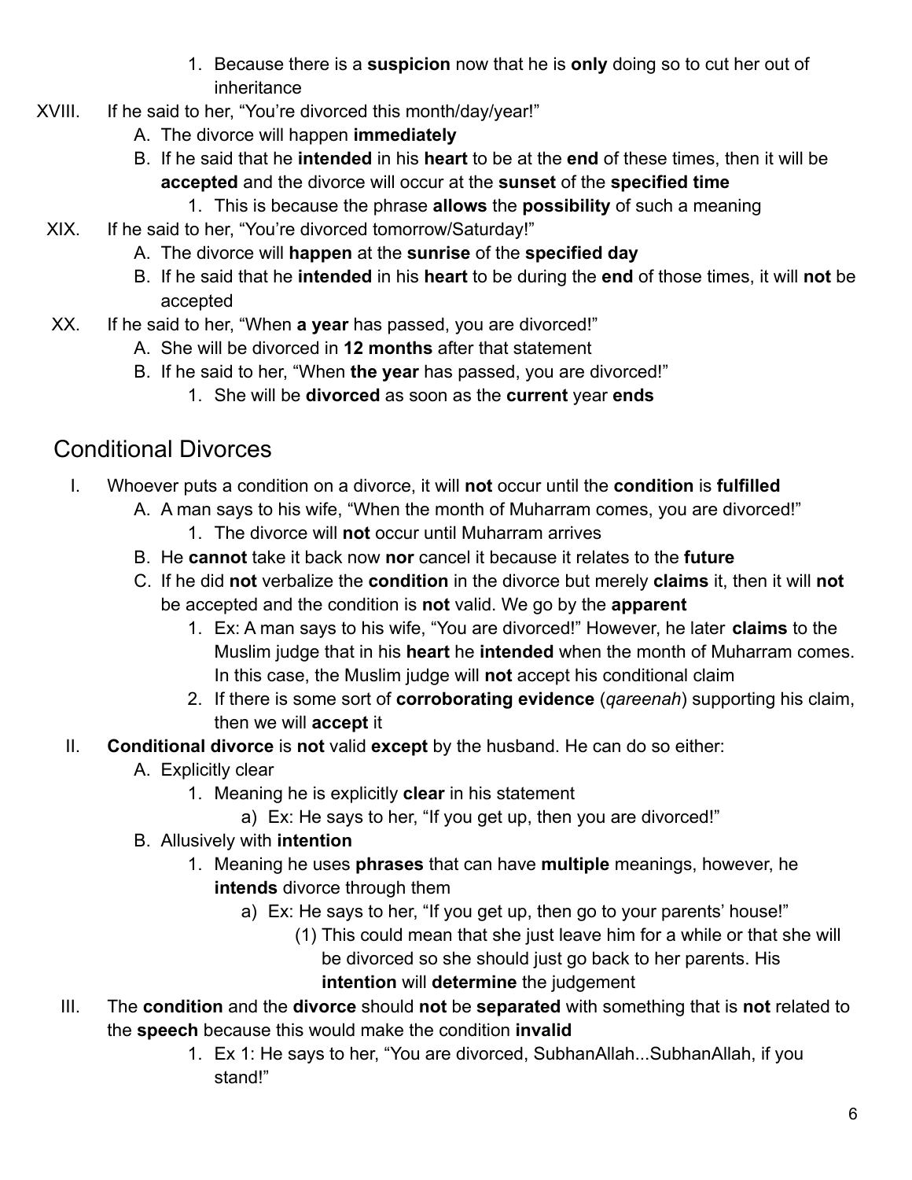1. Because there is a **suspicion** now that he is **only** doing so to cut her out of inheritance

XVIII. If he said to her, "You're divorced this month/day/year!"
   A. The divorce will happen **immediately**
   B. If he said that he **intended** in his **heart** to be at the **end** of these times, then it will be **accepted** and the divorce will occur at the **sunset** of the **specified time**
      1. This is because the phrase **allows** the **possibility** of such a meaning

XIX. If he said to her, "You're divorced tomorrow/Saturday!"
   A. The divorce will **happen** at the **sunrise** of the **specified day**
   B. If he said that he **intended** in his **heart** to be during the **end** of those times, it will **not** be accepted

XX. If he said to her, "When **a year** has passed, you are divorced!"
   A. She will be divorced in **12 months** after that statement
   B. If he said to her, "When **the year** has passed, you are divorced!"
      1. She will be **divorced** as soon as the **current** year **ends**

## Conditional Divorces

I. Whoever puts a condition on a divorce, it will **not** occur until the **condition** is **fulfilled**
   A. A man says to his wife, "When the month of Muharram comes, you are divorced!"
      1. The divorce will **not** occur until Muharram arrives
   B. He **cannot** take it back now **nor** cancel it because it relates to the **future**
   C. If he did **not** verbalize the **condition** in the divorce but merely **claims** it, then it will **not** be accepted and the condition is **not** valid. We go by the **apparent**
      1. Ex: A man says to his wife, "You are divorced!" However, he later **claims** to the Muslim judge that in his **heart** he **intended** when the month of Muharram comes. In this case, the Muslim judge will **not** accept his conditional claim
      2. If there is some sort of **corroborating evidence** (*qareenah*) supporting his claim, then we will **accept** it

II. **Conditional divorce** is **not** valid **except** by the husband. He can do so either:
   A. Explicitly clear
      1. Meaning he is explicitly **clear** in his statement
         a) Ex: He says to her, "If you get up, then you are divorced!"
   B. Allusively with **intention**
      1. Meaning he uses **phrases** that can have **multiple** meanings, however, he **intends** divorce through them
         a) Ex: He says to her, "If you get up, then go to your parents' house!"
            (1) This could mean that she just leave him for a while or that she will be divorced so she should just go back to her parents. His **intention** will **determine** the judgement

III. The **condition** and the **divorce** should **not** be **separated** with something that is **not** related to the **speech** because this would make the condition **invalid**
      1. Ex 1: He says to her, "You are divorced, SubhanAllah...SubhanAllah, if you stand!"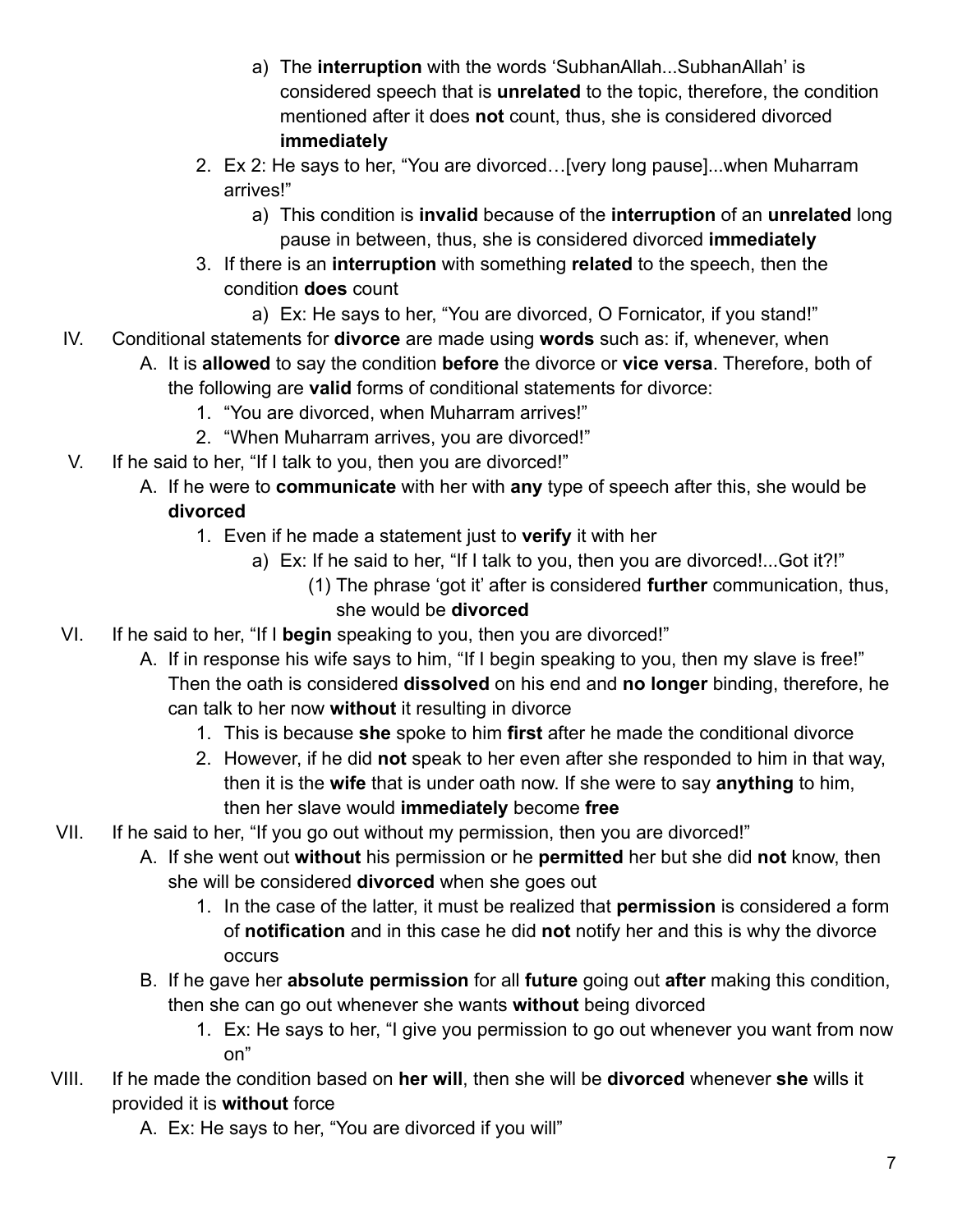a) The **interruption** with the words 'SubhanAllah...SubhanAllah' is considered speech that is **unrelated** to the topic, therefore, the condition mentioned after it does **not** count, thus, she is considered divorced **immediately**

    2. Ex 2: He says to her, "You are divorced…[very long pause]...when Muharram arrives!"
        a) This condition is **invalid** because of the **interruption** of an **unrelated** long pause in between, thus, she is considered divorced **immediately**
    3. If there is an **interruption** with something **related** to the speech, then the condition **does** count
        a) Ex: He says to her, "You are divorced, O Fornicator, if you stand!"

IV. Conditional statements for **divorce** are made using **words** such as: if, whenever, when
  A. It is **allowed** to say the condition **before** the divorce or **vice versa**. Therefore, both of the following are **valid** forms of conditional statements for divorce:
    1. "You are divorced, when Muharram arrives!"
    2. "When Muharram arrives, you are divorced!"

V. If he said to her, "If I talk to you, then you are divorced!"
  A. If he were to **communicate** with her with **any** type of speech after this, she would be **divorced**
    1. Even if he made a statement just to **verify** it with her
        a) Ex: If he said to her, "If I talk to you, then you are divorced!...Got it?!"
            (1) The phrase 'got it' after is considered **further** communication, thus, she would be **divorced**

VI. If he said to her, "If I **begin** speaking to you, then you are divorced!"
  A. If in response his wife says to him, "If I begin speaking to you, then my slave is free!" Then the oath is considered **dissolved** on his end and **no longer** binding, therefore, he can talk to her now **without** it resulting in divorce
    1. This is because **she** spoke to him **first** after he made the conditional divorce
    2. However, if he did **not** speak to her even after she responded to him in that way, then it is the **wife** that is under oath now. If she were to say **anything** to him, then her slave would **immediately** become **free**

VII. If he said to her, "If you go out without my permission, then you are divorced!"
  A. If she went out **without** his permission or he **permitted** her but she did **not** know, then she will be considered **divorced** when she goes out
    1. In the case of the latter, it must be realized that **permission** is considered a form of **notification** and in this case he did **not** notify her and this is why the divorce occurs
  B. If he gave her **absolute permission** for all **future** going out **after** making this condition, then she can go out whenever she wants **without** being divorced
    1. Ex: He says to her, "I give you permission to go out whenever you want from now on"

VIII. If he made the condition based on **her will**, then she will be **divorced** whenever **she** wills it provided it is **without** force
  A. Ex: He says to her, "You are divorced if you will"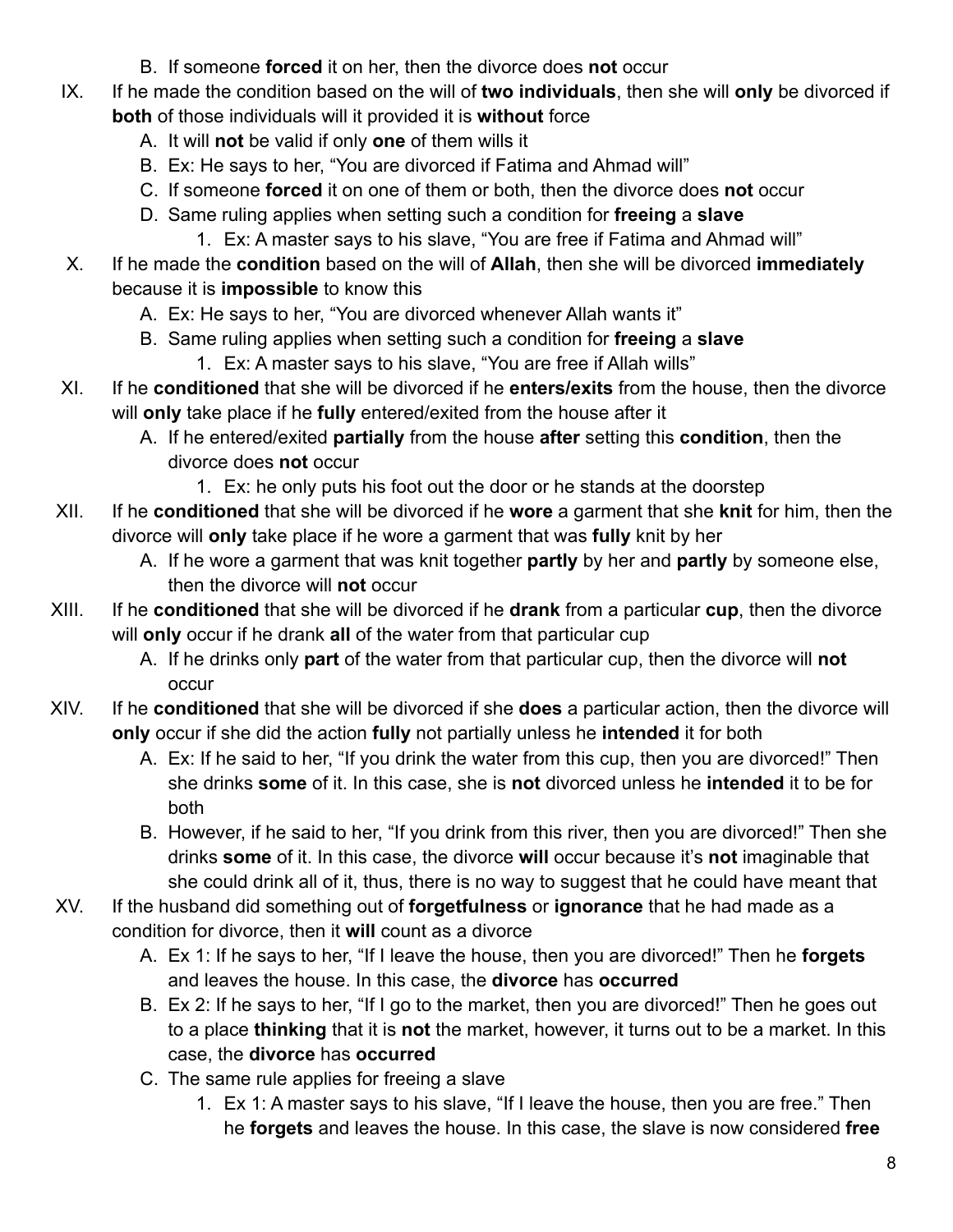B. If someone **forced** it on her, then the divorce does **not** occur

IX. If he made the condition based on the will of **two individuals**, then she will **only** be divorced if **both** of those individuals will it provided it is **without** force
   A. It will **not** be valid if only **one** of them wills it
   B. Ex: He says to her, "You are divorced if Fatima and Ahmad will"
   C. If someone **forced** it on one of them or both, then the divorce does **not** occur
   D. Same ruling applies when setting such a condition for **freeing** a **slave**
      1. Ex: A master says to his slave, "You are free if Fatima and Ahmad will"

X. If he made the **condition** based on the will of **Allah**, then she will be divorced **immediately** because it is **impossible** to know this
   A. Ex: He says to her, "You are divorced whenever Allah wants it"
   B. Same ruling applies when setting such a condition for **freeing** a **slave**
      1. Ex: A master says to his slave, "You are free if Allah wills"

XI. If he **conditioned** that she will be divorced if he **enters/exits** from the house, then the divorce will **only** take place if he **fully** entered/exited from the house after it
   A. If he entered/exited **partially** from the house **after** setting this **condition**, then the divorce does **not** occur
      1. Ex: he only puts his foot out the door or he stands at the doorstep

XII. If he **conditioned** that she will be divorced if he **wore** a garment that she **knit** for him, then the divorce will **only** take place if he wore a garment that was **fully** knit by her
   A. If he wore a garment that was knit together **partly** by her and **partly** by someone else, then the divorce will **not** occur

XIII. If he **conditioned** that she will be divorced if he **drank** from a particular **cup**, then the divorce will **only** occur if he drank **all** of the water from that particular cup
   A. If he drinks only **part** of the water from that particular cup, then the divorce will **not** occur

XIV. If he **conditioned** that she will be divorced if she **does** a particular action, then the divorce will **only** occur if she did the action **fully** not partially unless he **intended** it for both
   A. Ex: If he said to her, "If you drink the water from this cup, then you are divorced!" Then she drinks **some** of it. In this case, she is **not** divorced unless he **intended** it to be for both
   B. However, if he said to her, "If you drink from this river, then you are divorced!" Then she drinks **some** of it. In this case, the divorce **will** occur because it's **not** imaginable that she could drink all of it, thus, there is no way to suggest that he could have meant that

XV. If the husband did something out of **forgetfulness** or **ignorance** that he had made as a condition for divorce, then it **will** count as a divorce
   A. Ex 1: If he says to her, "If I leave the house, then you are divorced!" Then he **forgets** and leaves the house. In this case, the **divorce** has **occurred**
   B. Ex 2: If he says to her, "If I go to the market, then you are divorced!" Then he goes out to a place **thinking** that it is **not** the market, however, it turns out to be a market. In this case, the **divorce** has **occurred**
   C. The same rule applies for freeing a slave
      1. Ex 1: A master says to his slave, "If I leave the house, then you are free." Then he **forgets** and leaves the house. In this case, the slave is now considered **free**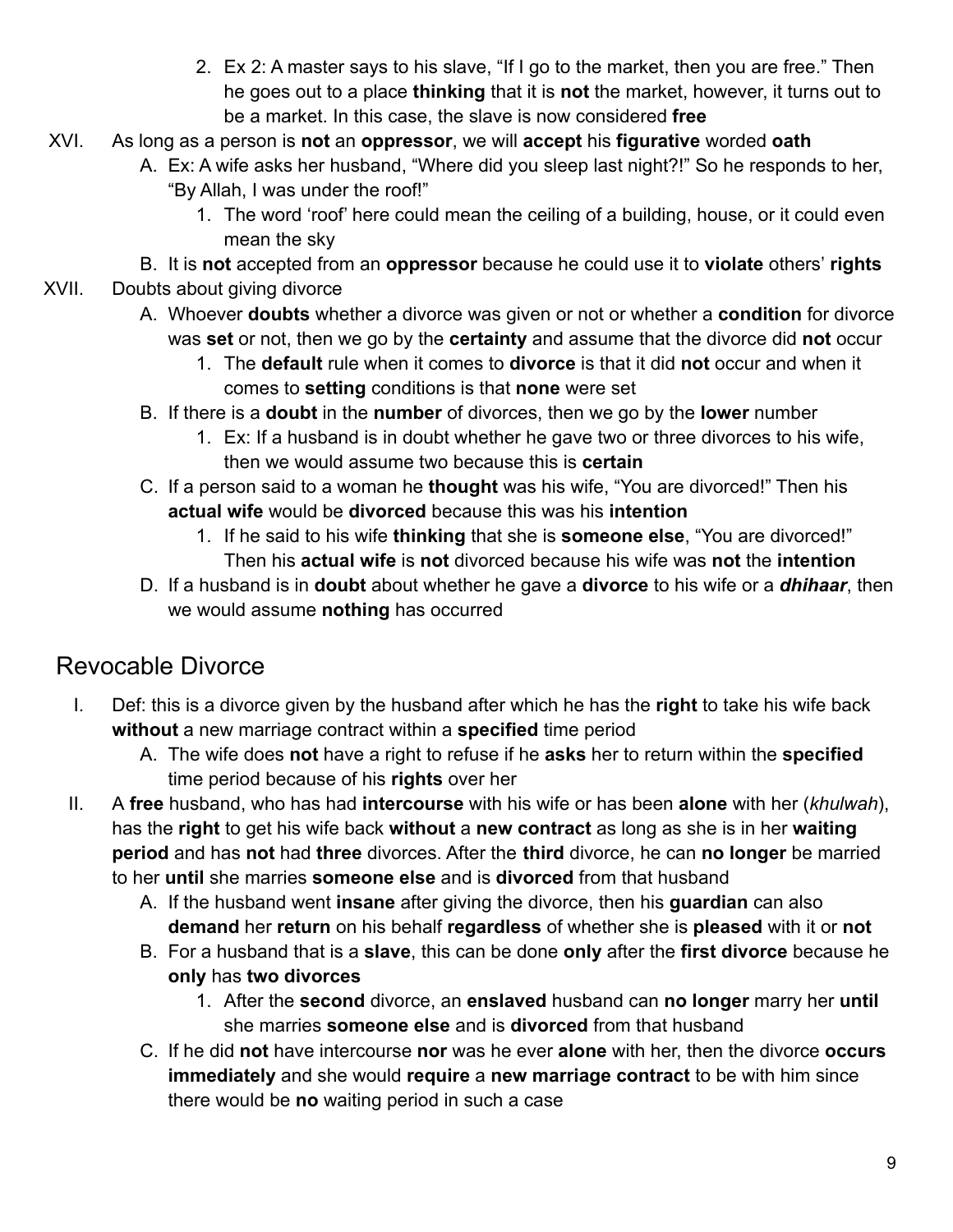2. Ex 2: A master says to his slave, “If I go to the market, then you are free.” Then he goes out to a place **thinking** that it is **not** the market, however, it turns out to be a market. In this case, the slave is now considered **free**

XVI. As long as a person is **not** an **oppressor**, we will **accept** his **figurative** worded **oath**

A. Ex: A wife asks her husband, “Where did you sleep last night?!” So he responds to her, “By Allah, I was under the roof!”

1. The word ‘roof’ here could mean the ceiling of a building, house, or it could even mean the sky

B. It is **not** accepted from an **oppressor** because he could use it to **violate** others’ **rights**

XVII. Doubts about giving divorce

A. Whoever **doubts** whether a divorce was given or not or whether a **condition** for divorce was **set** or not, then we go by the **certainty** and assume that the divorce did **not** occur

1. The **default** rule when it comes to **divorce** is that it did **not** occur and when it comes to **setting** conditions is that **none** were set

B. If there is a **doubt** in the **number** of divorces, then we go by the **lower** number

1. Ex: If a husband is in doubt whether he gave two or three divorces to his wife, then we would assume two because this is **certain**

C. If a person said to a woman he **thought** was his wife, “You are divorced!” Then his **actual wife** would be **divorced** because this was his **intention**

1. If he said to his wife **thinking** that she is **someone else**, “You are divorced!” Then his **actual wife** is **not** divorced because his wife was **not** the **intention**

D. If a husband is in **doubt** about whether he gave a **divorce** to his wife or a ***dhihaar***, then we would assume **nothing** has occurred

## Revocable Divorce

I. Def: this is a divorce given by the husband after which he has the **right** to take his wife back **without** a new marriage contract within a **specified** time period

A. The wife does **not** have a right to refuse if he **asks** her to return within the **specified** time period because of his **rights** over her

II. A **free** husband, who has had **intercourse** with his wife or has been **alone** with her (*khulwah*), has the **right** to get his wife back **without** a **new contract** as long as she is in her **waiting period** and has **not** had **three** divorces. After the **third** divorce, he can **no longer** be married to her **until** she marries **someone else** and is **divorced** from that husband

A. If the husband went **insane** after giving the divorce, then his **guardian** can also **demand** her **return** on his behalf **regardless** of whether she is **pleased** with it or **not**

B. For a husband that is a **slave**, this can be done **only** after the **first divorce** because he **only** has **two divorces**

1. After the **second** divorce, an **enslaved** husband can **no longer** marry her **until** she marries **someone else** and is **divorced** from that husband

C. If he did **not** have intercourse **nor** was he ever **alone** with her, then the divorce **occurs immediately** and she would **require** a **new marriage contract** to be with him since there would be **no** waiting period in such a case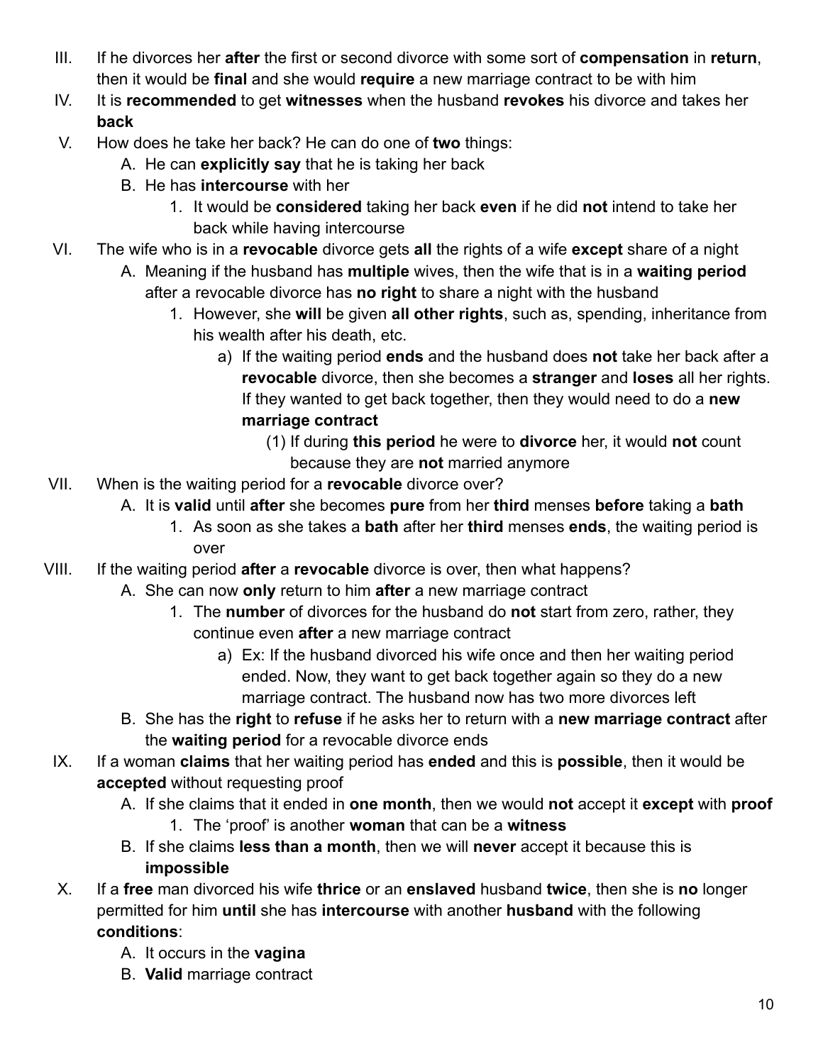III. If he divorces her **after** the first or second divorce with some sort of **compensation** in **return**, then it would be **final** and she would **require** a new marriage contract to be with him

IV. It is **recommended** to get **witnesses** when the husband **revokes** his divorce and takes her **back**

V. How does he take her back? He can do one of **two** things:
   - A. He can **explicitly say** that he is taking her back
   - B. He has **intercourse** with her
     - 1. It would be **considered** taking her back **even** if he did **not** intend to take her back while having intercourse

VI. The wife who is in a **revocable** divorce gets **all** the rights of a wife **except** share of a night
   - A. Meaning if the husband has **multiple** wives, then the wife that is in a **waiting period** after a revocable divorce has **no right** to share a night with the husband
     - 1. However, she **will** be given **all other rights**, such as, spending, inheritance from his wealth after his death, etc.
       - a) If the waiting period **ends** and the husband does **not** take her back after a **revocable** divorce, then she becomes a **stranger** and **loses** all her rights. If they wanted to get back together, then they would need to do a **new marriage contract**
         - (1) If during **this period** he were to **divorce** her, it would **not** count because they are **not** married anymore

VII. When is the waiting period for a **revocable** divorce over?
   - A. It is **valid** until **after** she becomes **pure** from her **third** menses **before** taking a **bath**
     - 1. As soon as she takes a **bath** after her **third** menses **ends**, the waiting period is over

VIII. If the waiting period **after** a **revocable** divorce is over, then what happens?
   - A. She can now **only** return to him **after** a new marriage contract
     - 1. The **number** of divorces for the husband do **not** start from zero, rather, they continue even **after** a new marriage contract
       - a) Ex: If the husband divorced his wife once and then her waiting period ended. Now, they want to get back together again so they do a new marriage contract. The husband now has two more divorces left
   - B. She has the **right** to **refuse** if he asks her to return with a **new marriage contract** after the **waiting period** for a revocable divorce ends

IX. If a woman **claims** that her waiting period has **ended** and this is **possible**, then it would be **accepted** without requesting proof
   - A. If she claims that it ended in **one month**, then we would **not** accept it **except** with **proof**
     - 1. The 'proof' is another **woman** that can be a **witness**
   - B. If she claims **less than a month**, then we will **never** accept it because this is **impossible**

X. If a **free** man divorced his wife **thrice** or an **enslaved** husband **twice**, then she is **no** longer permitted for him **until** she has **intercourse** with another **husband** with the following **conditions**:
   - A. It occurs in the **vagina**
   - B. **Valid** marriage contract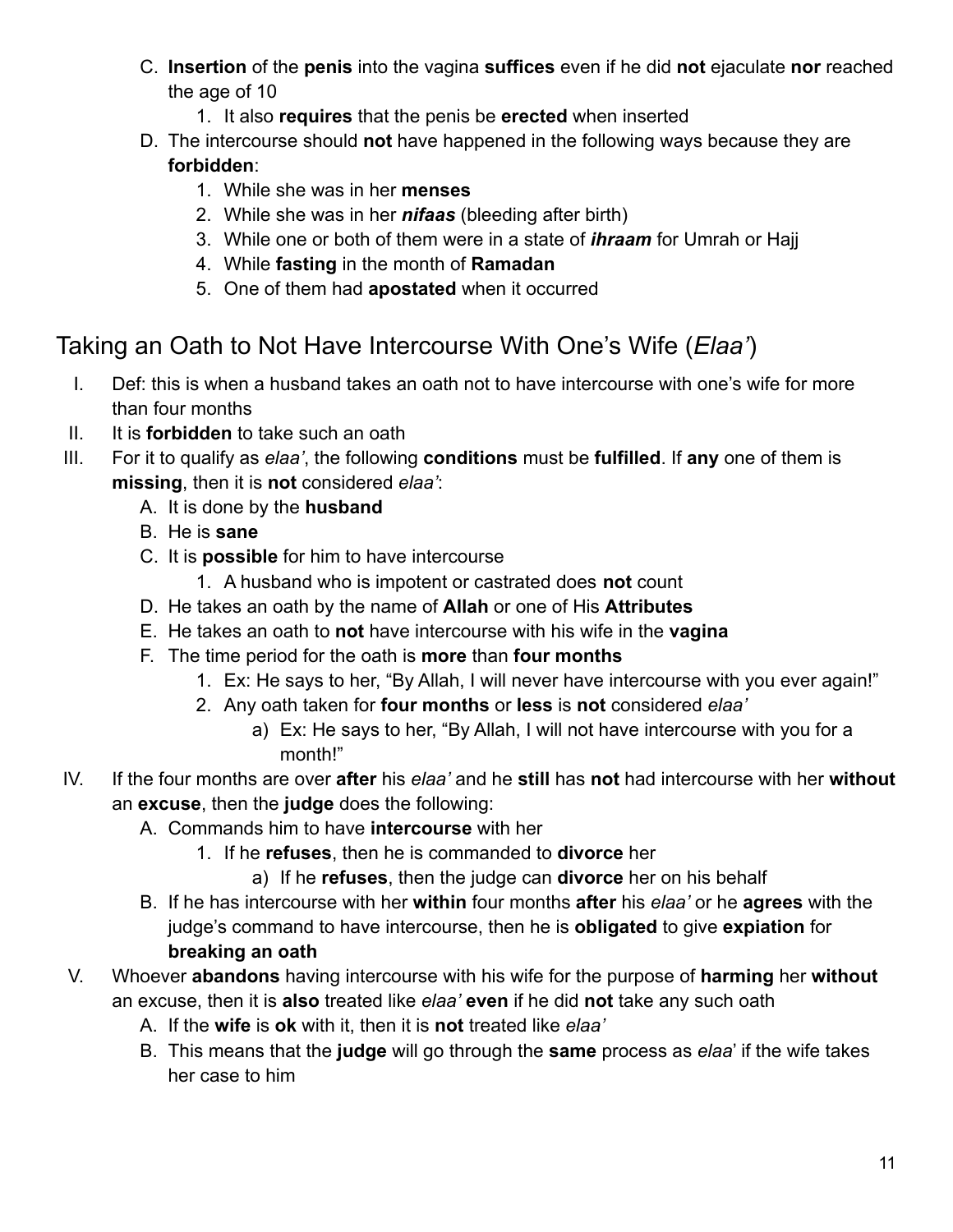C. **Insertion** of the **penis** into the vagina **suffices** even if he did **not** ejaculate **nor** reached the age of 10
    1. It also **requires** that the penis be **erected** when inserted

D. The intercourse should **not** have happened in the following ways because they are **forbidden**:
    1. While she was in her **menses**
    2. While she was in her ***nifaas*** (bleeding after birth)
    3. While one or both of them were in a state of ***ihraam*** for Umrah or Hajj
    4. While **fasting** in the month of **Ramadan**
    5. One of them had **apostated** when it occurred

## Taking an Oath to Not Have Intercourse With One's Wife (*Elaa'*)

I. Def: this is when a husband takes an oath not to have intercourse with one's wife for more than four months

II. It is **forbidden** to take such an oath

III. For it to qualify as *elaa'*, the following **conditions** must be **fulfilled**. If **any** one of them is **missing**, then it is **not** considered *elaa'*:
   
   A. It is done by the **husband**
   
   B. He is **sane**
   
   C. It is **possible** for him to have intercourse
      1. A husband who is impotent or castrated does **not** count
   
   D. He takes an oath by the name of **Allah** or one of His **Attributes**
   
   E. He takes an oath to **not** have intercourse with his wife in the **vagina**
   
   F. The time period for the oath is **more** than **four months**
      1. Ex: He says to her, "By Allah, I will never have intercourse with you ever again!"
      2. Any oath taken for **four months** or **less** is **not** considered *elaa'*
         a) Ex: He says to her, "By Allah, I will not have intercourse with you for a month!"

IV. If the four months are over **after** his *elaa'* and he **still** has **not** had intercourse with her **without** an **excuse**, then the **judge** does the following:
   
   A. Commands him to have **intercourse** with her
      1. If he **refuses**, then he is commanded to **divorce** her
         a) If he **refuses**, then the judge can **divorce** her on his behalf
   
   B. If he has intercourse with her **within** four months **after** his *elaa'* or he **agrees** with the judge's command to have intercourse, then he is **obligated** to give **expiation** for **breaking an oath**

V. Whoever **abandons** having intercourse with his wife for the purpose of **harming** her **without** an excuse, then it is **also** treated like *elaa'* **even** if he did **not** take any such oath
   
   A. If the **wife** is **ok** with it, then it is **not** treated like *elaa'*
   
   B. This means that the **judge** will go through the **same** process as *elaa*' if the wife takes her case to him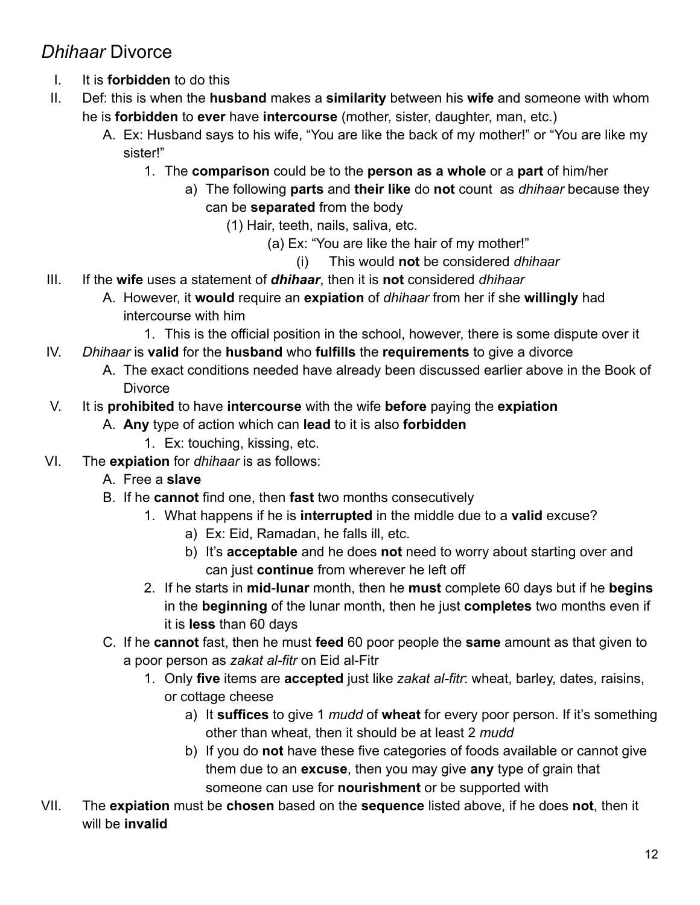## *Dhihaar* Divorce

I. It is **forbidden** to do this
II. Def: this is when the **husband** makes a **similarity** between his **wife** and someone with whom he is **forbidden** to **ever** have **intercourse** (mother, sister, daughter, man, etc.)
    A. Ex: Husband says to his wife, "You are like the back of my mother!" or "You are like my sister!"
        1. The **comparison** could be to the **person as a whole** or a **part** of him/her
            a) The following **parts** and **their like** do **not** count as *dhihaar* because they can be **separated** from the body
                (1) Hair, teeth, nails, saliva, etc.
                    (a) Ex: "You are like the hair of my mother!"
                        (i) This would **not** be considered *dhihaar*
III. If the **wife** uses a statement of ***dhihaar***, then it is **not** considered *dhihaar*
    A. However, it **would** require an **expiation** of *dhihaar* from her if she **willingly** had intercourse with him
        1. This is the official position in the school, however, there is some dispute over it
IV. *Dhihaar* is **valid** for the **husband** who **fulfills** the **requirements** to give a divorce
    A. The exact conditions needed have already been discussed earlier above in the Book of Divorce
V. It is **prohibited** to have **intercourse** with the wife **before** paying the **expiation**
    A. **Any** type of action which can **lead** to it is also **forbidden**
        1. Ex: touching, kissing, etc.
VI. The **expiation** for *dhihaar* is as follows:
    A. Free a **slave**
    B. If he **cannot** find one, then **fast** two months consecutively
        1. What happens if he is **interrupted** in the middle due to a **valid** excuse?
            a) Ex: Eid, Ramadan, he falls ill, etc.
            b) It's **acceptable** and he does **not** need to worry about starting over and can just **continue** from wherever he left off
        2. If he starts in **mid**-**lunar** month, then he **must** complete 60 days but if he **begins** in the **beginning** of the lunar month, then he just **completes** two months even if it is **less** than 60 days
    C. If he **cannot** fast, then he must **feed** 60 poor people the **same** amount as that given to a poor person as *zakat al-fitr* on Eid al-Fitr
        1. Only **five** items are **accepted** just like *zakat al-fitr*: wheat, barley, dates, raisins, or cottage cheese
            a) It **suffices** to give 1 *mudd* of **wheat** for every poor person. If it's something other than wheat, then it should be at least 2 *mudd*
            b) If you do **not** have these five categories of foods available or cannot give them due to an **excuse**, then you may give **any** type of grain that someone can use for **nourishment** or be supported with
VII. The **expiation** must be **chosen** based on the **sequence** listed above, if he does **not**, then it will be **invalid**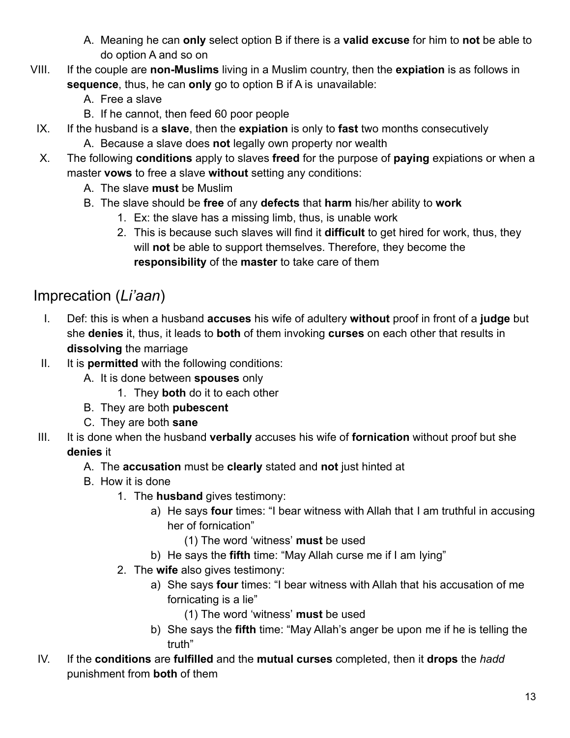A. Meaning he can **only** select option B if there is a **valid excuse** for him to **not** be able to do option A and so on

VIII. If the couple are **non-Muslims** living in a Muslim country, then the **expiation** is as follows in **sequence**, thus, he can **only** go to option B if A is unavailable:
   A. Free a slave
   B. If he cannot, then feed 60 poor people

IX. If the husband is a **slave**, then the **expiation** is only to **fast** two months consecutively
   A. Because a slave does **not** legally own property nor wealth

X. The following **conditions** apply to slaves **freed** for the purpose of **paying** expiations or when a master **vows** to free a slave **without** setting any conditions:
   A. The slave **must** be Muslim
   B. The slave should be **free** of any **defects** that **harm** his/her ability to **work**
      1. Ex: the slave has a missing limb, thus, is unable work
      2. This is because such slaves will find it **difficult** to get hired for work, thus, they will **not** be able to support themselves. Therefore, they become the **responsibility** of the **master** to take care of them

## Imprecation (*Li'aan*)

I. Def: this is when a husband **accuses** his wife of adultery **without** proof in front of a **judge** but she **denies** it, thus, it leads to **both** of them invoking **curses** on each other that results in **dissolving** the marriage

II. It is **permitted** with the following conditions:
   A. It is done between **spouses** only
      1. They **both** do it to each other
   B. They are both **pubescent**
   C. They are both **sane**

III. It is done when the husband **verbally** accuses his wife of **fornication** without proof but she **denies** it
   A. The **accusation** must be **clearly** stated and **not** just hinted at
   B. How it is done
      1. The **husband** gives testimony:
         a) He says **four** times: "I bear witness with Allah that I am truthful in accusing her of fornication"
            (1) The word 'witness' **must** be used
         b) He says the **fifth** time: "May Allah curse me if I am lying"
      2. The **wife** also gives testimony:
         a) She says **four** times: "I bear witness with Allah that his accusation of me fornicating is a lie"
            (1) The word 'witness' **must** be used
         b) She says the **fifth** time: "May Allah's anger be upon me if he is telling the truth"

IV. If the **conditions** are **fulfilled** and the **mutual curses** completed, then it **drops** the *hadd* punishment from **both** of them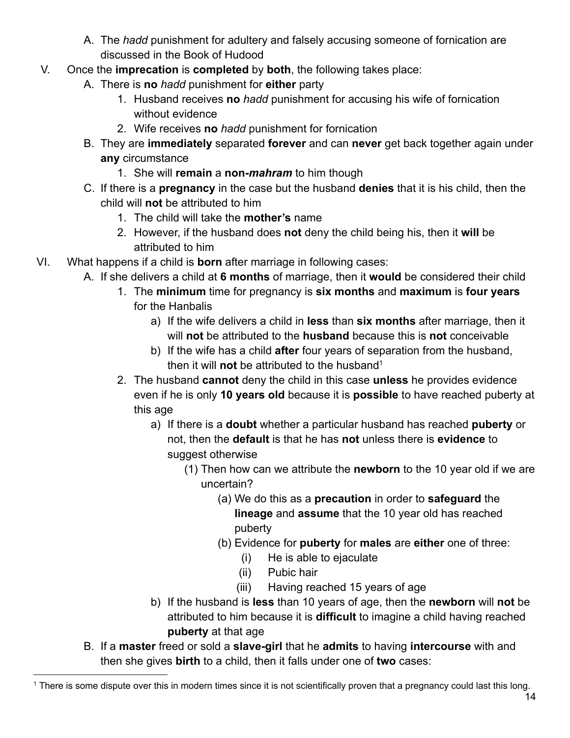A. The *hadd* punishment for adultery and falsely accusing someone of fornication are discussed in the Book of Hudood

V. Once the **imprecation** is **completed** by **both**, the following takes place:

A. There is **no** *hadd* punishment for **either** party
   1. Husband receives **no** *hadd* punishment for accusing his wife of fornication without evidence
   2. Wife receives **no** *hadd* punishment for fornication

B. They are **immediately** separated **forever** and can **never** get back together again under **any** circumstance
   1. She will **remain** a **non-*mahram*** to him though

C. If there is a **pregnancy** in the case but the husband **denies** that it is his child, then the child will **not** be attributed to him
   1. The child will take the **mother's** name
   2. However, if the husband does **not** deny the child being his, then it **will** be attributed to him

VI. What happens if a child is **born** after marriage in following cases:

A. If she delivers a child at **6 months** of marriage, then it **would** be considered their child
   1. The **minimum** time for pregnancy is **six months** and **maximum** is **four years** for the Hanbalis
      a) If the wife delivers a child in **less** than **six months** after marriage, then it will **not** be attributed to the **husband** because this is **not** conceivable
      b) If the wife has a child **after** four years of separation from the husband, then it will **not** be attributed to the husband[1]
   2. The husband **cannot** deny the child in this case **unless** he provides evidence even if he is only **10 years old** because it is **possible** to have reached puberty at this age
      a) If there is a **doubt** whether a particular husband has reached **puberty** or not, then the **default** is that he has **not** unless there is **evidence** to suggest otherwise
         (1) Then how can we attribute the **newborn** to the 10 year old if we are uncertain?
            (a) We do this as a **precaution** in order to **safeguard** the **lineage** and **assume** that the 10 year old has reached puberty
            (b) Evidence for **puberty** for **males** are **either** one of three:
               (i) He is able to ejaculate
               (ii) Pubic hair
               (iii) Having reached 15 years of age
      b) If the husband is **less** than 10 years of age, then the **newborn** will **not** be attributed to him because it is **difficult** to imagine a child having reached **puberty** at that age

B. If a **master** freed or sold a **slave-girl** that he **admits** to having **intercourse** with and then she gives **birth** to a child, then it falls under one of **two** cases:

---

[1] There is some dispute over this in modern times since it is not scientifically proven that a pregnancy could last this long.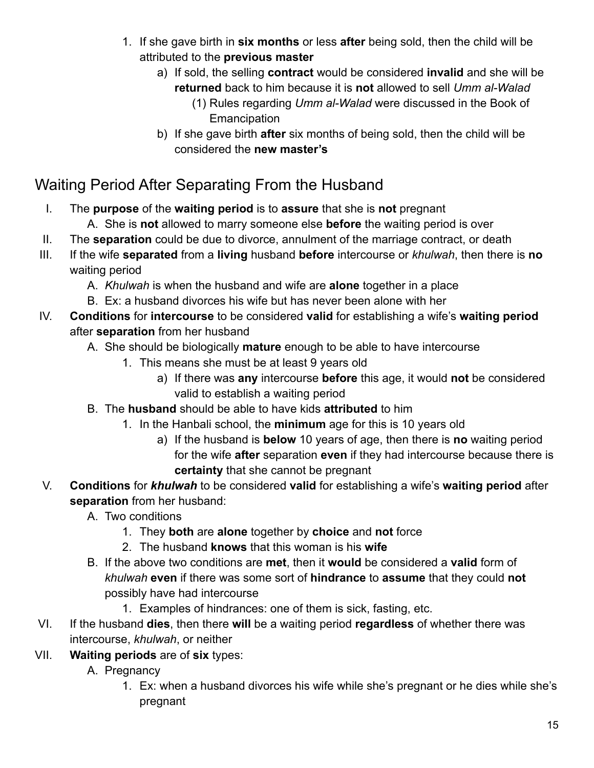1. If she gave birth in **six months** or less **after** being sold, then the child will be attributed to the **previous master**
    a) If sold, the selling **contract** would be considered **invalid** and she will be **returned** back to him because it is **not** allowed to sell *Umm al-Walad*
        (1) Rules regarding *Umm al-Walad* were discussed in the Book of Emancipation
    b) If she gave birth **after** six months of being sold, then the child will be considered the **new master's**

## Waiting Period After Separating From the Husband

I. The **purpose** of the **waiting period** is to **assure** that she is **not** pregnant
    A. She is **not** allowed to marry someone else **before** the waiting period is over
II. The **separation** could be due to divorce, annulment of the marriage contract, or death
III. If the wife **separated** from a **living** husband **before** intercourse or *khulwah*, then there is **no** waiting period
    A. *Khulwah* is when the husband and wife are **alone** together in a place
    B. Ex: a husband divorces his wife but has never been alone with her
IV. **Conditions** for **intercourse** to be considered **valid** for establishing a wife's **waiting period** after **separation** from her husband
    A. She should be biologically **mature** enough to be able to have intercourse
        1. This means she must be at least 9 years old
            a) If there was **any** intercourse **before** this age, it would **not** be considered valid to establish a waiting period
    B. The **husband** should be able to have kids **attributed** to him
        1. In the Hanbali school, the **minimum** age for this is 10 years old
            a) If the husband is **below** 10 years of age, then there is **no** waiting period for the wife **after** separation **even** if they had intercourse because there is **certainty** that she cannot be pregnant
V. **Conditions** for ***khulwah*** to be considered **valid** for establishing a wife's **waiting period** after **separation** from her husband:
    A. Two conditions
        1. They **both** are **alone** together by **choice** and **not** force
        2. The husband **knows** that this woman is his **wife**
    B. If the above two conditions are **met**, then it **would** be considered a **valid** form of *khulwah* **even** if there was some sort of **hindrance** to **assume** that they could **not** possibly have had intercourse
        1. Examples of hindrances: one of them is sick, fasting, etc.
VI. If the husband **dies**, then there **will** be a waiting period **regardless** of whether there was intercourse, *khulwah*, or neither
VII. **Waiting periods** are of **six** types:
    A. Pregnancy
        1. Ex: when a husband divorces his wife while she's pregnant or he dies while she's pregnant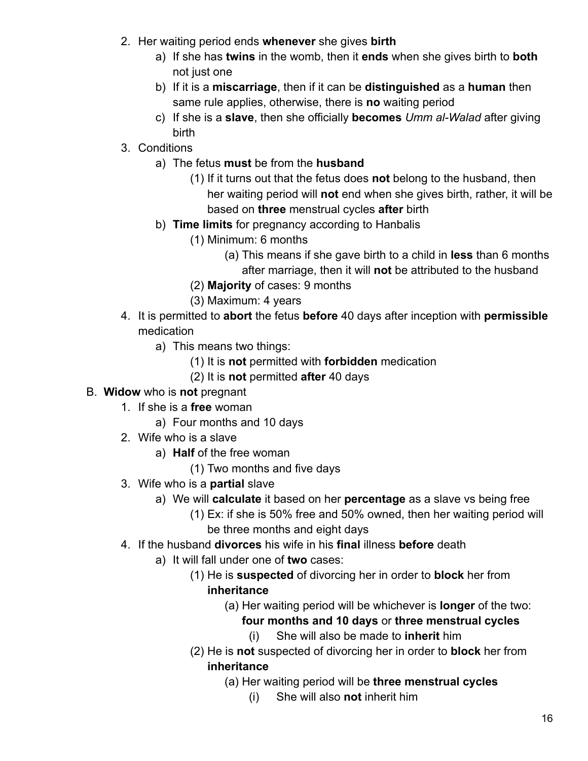2. Her waiting period ends **whenever** she gives **birth**
    a) If she has **twins** in the womb, then it **ends** when she gives birth to **both** not just one
    b) If it is a **miscarriage**, then if it can be **distinguished** as a **human** then same rule applies, otherwise, there is **no** waiting period
    c) If she is a **slave**, then she officially **becomes** *Umm al-Walad* after giving birth
3. Conditions
    a) The fetus **must** be from the **husband**
        (1) If it turns out that the fetus does **not** belong to the husband, then her waiting period will **not** end when she gives birth, rather, it will be based on **three** menstrual cycles **after** birth
    b) **Time limits** for pregnancy according to Hanbalis
        (1) Minimum: 6 months
            (a) This means if she gave birth to a child in **less** than 6 months after marriage, then it will **not** be attributed to the husband
        (2) **Majority** of cases: 9 months
        (3) Maximum: 4 years
4. It is permitted to **abort** the fetus **before** 40 days after inception with **permissible** medication
    a) This means two things:
        (1) It is **not** permitted with **forbidden** medication
        (2) It is **not** permitted **after** 40 days

B. **Widow** who is **not** pregnant
1. If she is a **free** woman
    a) Four months and 10 days
2. Wife who is a slave
    a) **Half** of the free woman
        (1) Two months and five days
3. Wife who is a **partial** slave
    a) We will **calculate** it based on her **percentage** as a slave vs being free
        (1) Ex: if she is 50% free and 50% owned, then her waiting period will be three months and eight days
4. If the husband **divorces** his wife in his **final** illness **before** death
    a) It will fall under one of **two** cases:
        (1) He is **suspected** of divorcing her in order to **block** her from **inheritance**
            (a) Her waiting period will be whichever is **longer** of the two: **four months and 10 days** or **three menstrual cycles**
                (i) She will also be made to **inherit** him
        (2) He is **not** suspected of divorcing her in order to **block** her from **inheritance**
            (a) Her waiting period will be **three menstrual cycles**
                (i) She will also **not** inherit him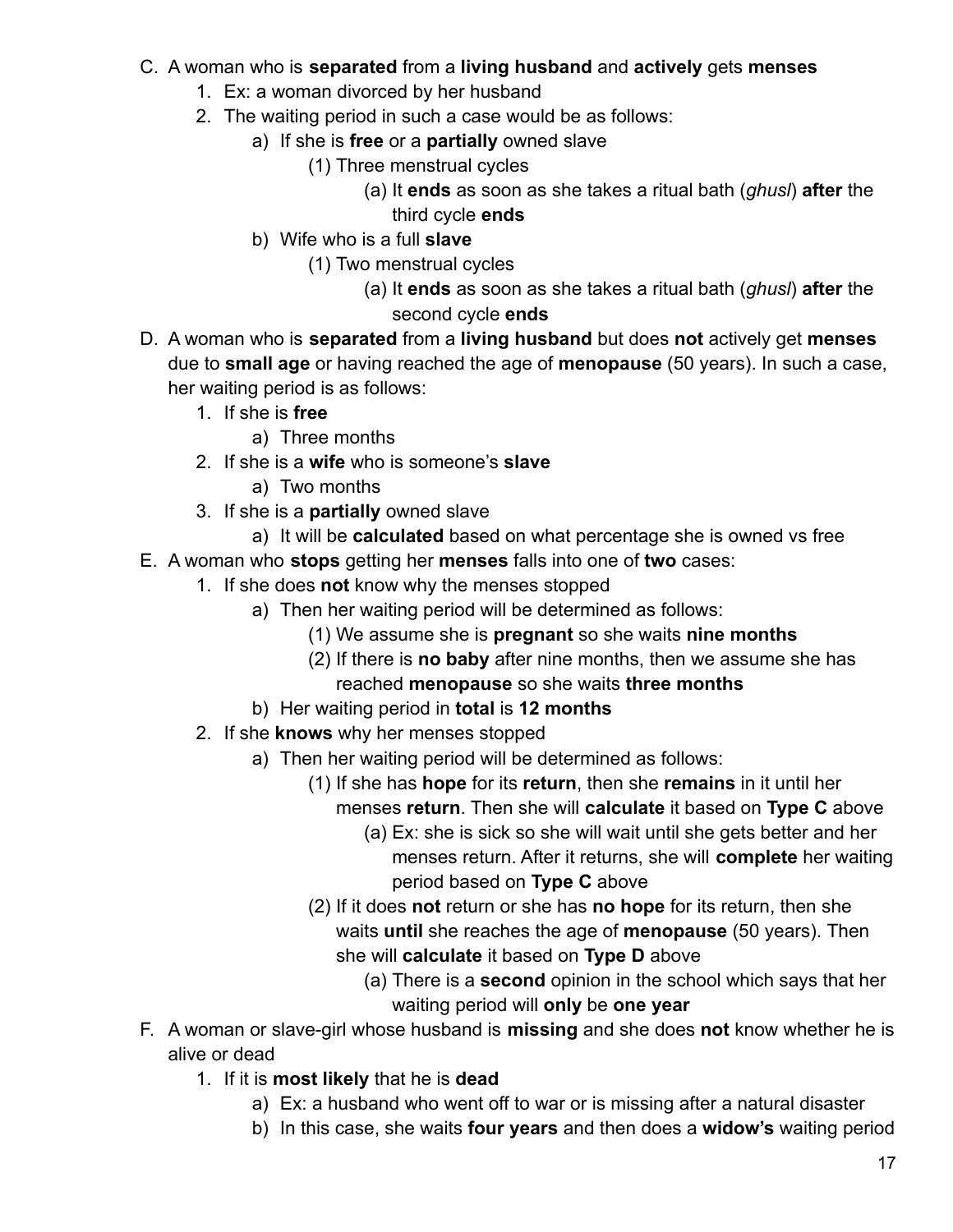C. A woman who is **separated** from a **living husband** and **actively** gets **menses**
    1. Ex: a woman divorced by her husband
    2. The waiting period in such a case would be as follows:
        a) If she is **free** or a **partially** owned slave
            (1) Three menstrual cycles
                (a) It **ends** as soon as she takes a ritual bath (*ghusl*) **after** the third cycle **ends**
        b) Wife who is a full **slave**
            (1) Two menstrual cycles
                (a) It **ends** as soon as she takes a ritual bath (*ghusl*) **after** the second cycle **ends**

D. A woman who is **separated** from a **living husband** but does **not** actively get **menses** due to **small age** or having reached the age of **menopause** (50 years). In such a case, her waiting period is as follows:
    1. If she is **free**
        a) Three months
    2. If she is a **wife** who is someone's **slave**
        a) Two months
    3. If she is a **partially** owned slave
        a) It will be **calculated** based on what percentage she is owned vs free

E. A woman who **stops** getting her **menses** falls into one of **two** cases:
    1. If she does **not** know why the menses stopped
        a) Then her waiting period will be determined as follows:
            (1) We assume she is **pregnant** so she waits **nine months**
            (2) If there is **no baby** after nine months, then we assume she has reached **menopause** so she waits **three months**
        b) Her waiting period in **total** is **12 months**
    2. If she **knows** why her menses stopped
        a) Then her waiting period will be determined as follows:
            (1) If she has **hope** for its **return**, then she **remains** in it until her menses **return**. Then she will **calculate** it based on **Type C** above
                (a) Ex: she is sick so she will wait until she gets better and her menses return. After it returns, she will **complete** her waiting period based on **Type C** above
            (2) If it does **not** return or she has **no hope** for its return, then she waits **until** she reaches the age of **menopause** (50 years). Then she will **calculate** it based on **Type D** above
                (a) There is a **second** opinion in the school which says that her waiting period will **only** be **one year**

F. A woman or slave-girl whose husband is **missing** and she does **not** know whether he is alive or dead
    1. If it is **most likely** that he is **dead**
        a) Ex: a husband who went off to war or is missing after a natural disaster
        b) In this case, she waits **four years** and then does a **widow's** waiting period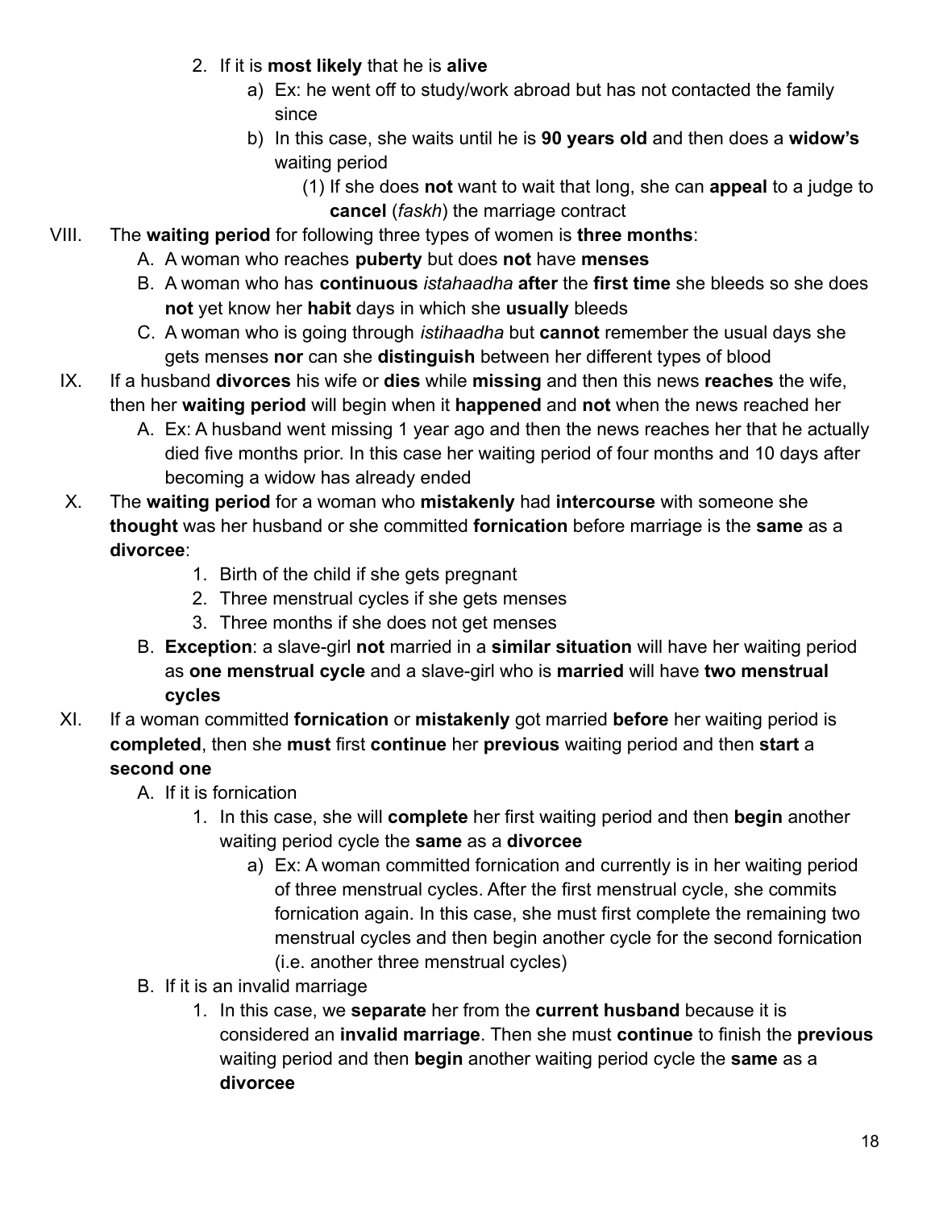2. If it is **most likely** that he is **alive**
    a) Ex: he went off to study/work abroad but has not contacted the family since
    b) In this case, she waits until he is **90 years old** and then does a **widow's** waiting period
        (1) If she does **not** want to wait that long, she can **appeal** to a judge to **cancel** (*faskh*) the marriage contract

VIII. The **waiting period** for following three types of women is **three months**:

A. A woman who reaches **puberty** but does **not** have **menses**

B. A woman who has **continuous** *istahaadha* **after** the **first time** she bleeds so she does **not** yet know her **habit** days in which she **usually** bleeds

C. A woman who is going through *istihaadha* but **cannot** remember the usual days she gets menses **nor** can she **distinguish** between her different types of blood

IX. If a husband **divorces** his wife or **dies** while **missing** and then this news **reaches** the wife, then her **waiting period** will begin when it **happened** and **not** when the news reached her

A. Ex: A husband went missing 1 year ago and then the news reaches her that he actually died five months prior. In this case her waiting period of four months and 10 days after becoming a widow has already ended

X. The **waiting period** for a woman who **mistakenly** had **intercourse** with someone she **thought** was her husband or she committed **fornication** before marriage is the **same** as a **divorcee**:

1. Birth of the child if she gets pregnant
2. Three menstrual cycles if she gets menses
3. Three months if she does not get menses

B. **Exception**: a slave-girl **not** married in a **similar situation** will have her waiting period as **one menstrual cycle** and a slave-girl who is **married** will have **two menstrual cycles**

XI. If a woman committed **fornication** or **mistakenly** got married **before** her waiting period is **completed**, then she **must** first **continue** her **previous** waiting period and then **start** a **second one**

A. If it is fornication

1. In this case, she will **complete** her first waiting period and then **begin** another waiting period cycle the **same** as a **divorcee**
    a) Ex: A woman committed fornication and currently is in her waiting period of three menstrual cycles. After the first menstrual cycle, she commits fornication again. In this case, she must first complete the remaining two menstrual cycles and then begin another cycle for the second fornication (i.e. another three menstrual cycles)

B. If it is an invalid marriage

1. In this case, we **separate** her from the **current husband** because it is considered an **invalid marriage**. Then she must **continue** to finish the **previous** waiting period and then **begin** another waiting period cycle the **same** as a **divorcee**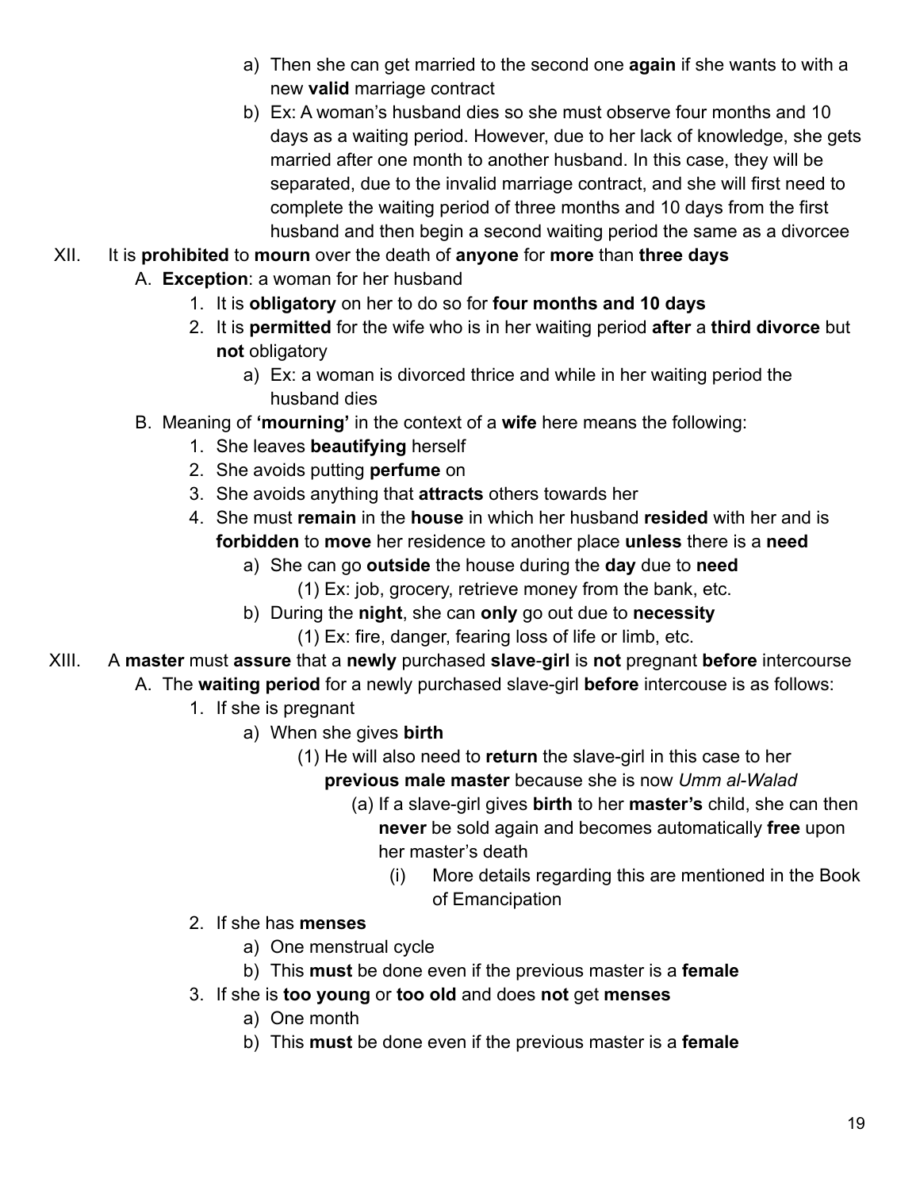- a) Then she can get married to the second one **again** if she wants to with a new **valid** marriage contract
- b) Ex: A woman's husband dies so she must observe four months and 10 days as a waiting period. However, due to her lack of knowledge, she gets married after one month to another husband. In this case, they will be separated, due to the invalid marriage contract, and she will first need to complete the waiting period of three months and 10 days from the first husband and then begin a second waiting period the same as a divorcee

XII. It is **prohibited** to **mourn** over the death of **anyone** for **more** than **three days**

- A. **Exception**: a woman for her husband
  1. It is **obligatory** on her to do so for **four months and 10 days**
  2. It is **permitted** for the wife who is in her waiting period **after** a **third divorce** but **not** obligatory
     - a) Ex: a woman is divorced thrice and while in her waiting period the husband dies
- B. Meaning of **'mourning'** in the context of a **wife** here means the following:
  1. She leaves **beautifying** herself
  2. She avoids putting **perfume** on
  3. She avoids anything that **attracts** others towards her
  4. She must **remain** in the **house** in which her husband **resided** with her and is **forbidden** to **move** her residence to another place **unless** there is a **need**
     - a) She can go **outside** the house during the **day** due to **need**
       - (1) Ex: job, grocery, retrieve money from the bank, etc.
     - b) During the **night**, she can **only** go out due to **necessity**
       - (1) Ex: fire, danger, fearing loss of life or limb, etc.

XIII. A **master** must **assure** that a **newly** purchased **slave**-**girl** is **not** pregnant **before** intercourse

- A. The **waiting period** for a newly purchased slave-girl **before** intercouse is as follows:
  1. If she is pregnant
     - a) When she gives **birth**
       - (1) He will also need to **return** the slave-girl in this case to her **previous male master** because she is now *Umm al-Walad*
         - (a) If a slave-girl gives **birth** to her **master's** child, she can then **never** be sold again and becomes automatically **free** upon her master's death
           - (i) More details regarding this are mentioned in the Book of Emancipation
  2. If she has **menses**
     - a) One menstrual cycle
     - b) This **must** be done even if the previous master is a **female**
  3. If she is **too young** or **too old** and does **not** get **menses**
     - a) One month
     - b) This **must** be done even if the previous master is a **female**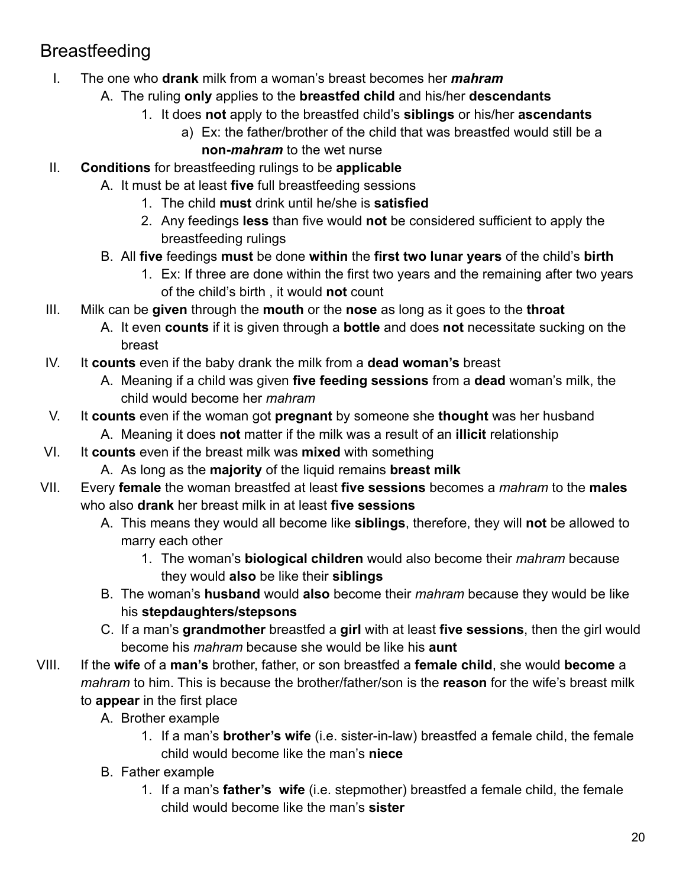# Breastfeeding

I. The one who **drank** milk from a woman's breast becomes her ***mahram***
   A. The ruling **only** applies to the **breastfed child** and his/her **descendants**
      1. It does **not** apply to the breastfed child's **siblings** or his/her **ascendants**
         a) Ex: the father/brother of the child that was breastfed would still be a **non-*mahram*** to the wet nurse

II. **Conditions** for breastfeeding rulings to be **applicable**
   A. It must be at least **five** full breastfeeding sessions
      1. The child **must** drink until he/she is **satisfied**
      2. Any feedings **less** than five would **not** be considered sufficient to apply the breastfeeding rulings
   B. All **five** feedings **must** be done **within** the **first two lunar years** of the child's **birth**
      1. Ex: If three are done within the first two years and the remaining after two years of the child's birth , it would **not** count

III. Milk can be **given** through the **mouth** or the **nose** as long as it goes to the **throat**
   A. It even **counts** if it is given through a **bottle** and does **not** necessitate sucking on the breast

IV. It **counts** even if the baby drank the milk from a **dead woman's** breast
   A. Meaning if a child was given **five feeding sessions** from a **dead** woman's milk, the child would become her *mahram*

V. It **counts** even if the woman got **pregnant** by someone she **thought** was her husband
   A. Meaning it does **not** matter if the milk was a result of an **illicit** relationship

VI. It **counts** even if the breast milk was **mixed** with something
   A. As long as the **majority** of the liquid remains **breast milk**

VII. Every **female** the woman breastfed at least **five sessions** becomes a *mahram* to the **males** who also **drank** her breast milk in at least **five sessions**
   A. This means they would all become like **siblings**, therefore, they will **not** be allowed to marry each other
      1. The woman's **biological children** would also become their *mahram* because they would **also** be like their **siblings**
   B. The woman's **husband** would **also** become their *mahram* because they would be like his **stepdaughters/stepsons**
   C. If a man's **grandmother** breastfed a **girl** with at least **five sessions**, then the girl would become his *mahram* because she would be like his **aunt**

VIII. If the **wife** of a **man's** brother, father, or son breastfed a **female child**, she would **become** a *mahram* to him. This is because the brother/father/son is the **reason** for the wife's breast milk to **appear** in the first place
   A. Brother example
      1. If a man's **brother's wife** (i.e. sister-in-law) breastfed a female child, the female child would become like the man's **niece**
   B. Father example
      1. If a man's **father's wife** (i.e. stepmother) breastfed a female child, the female child would become like the man's **sister**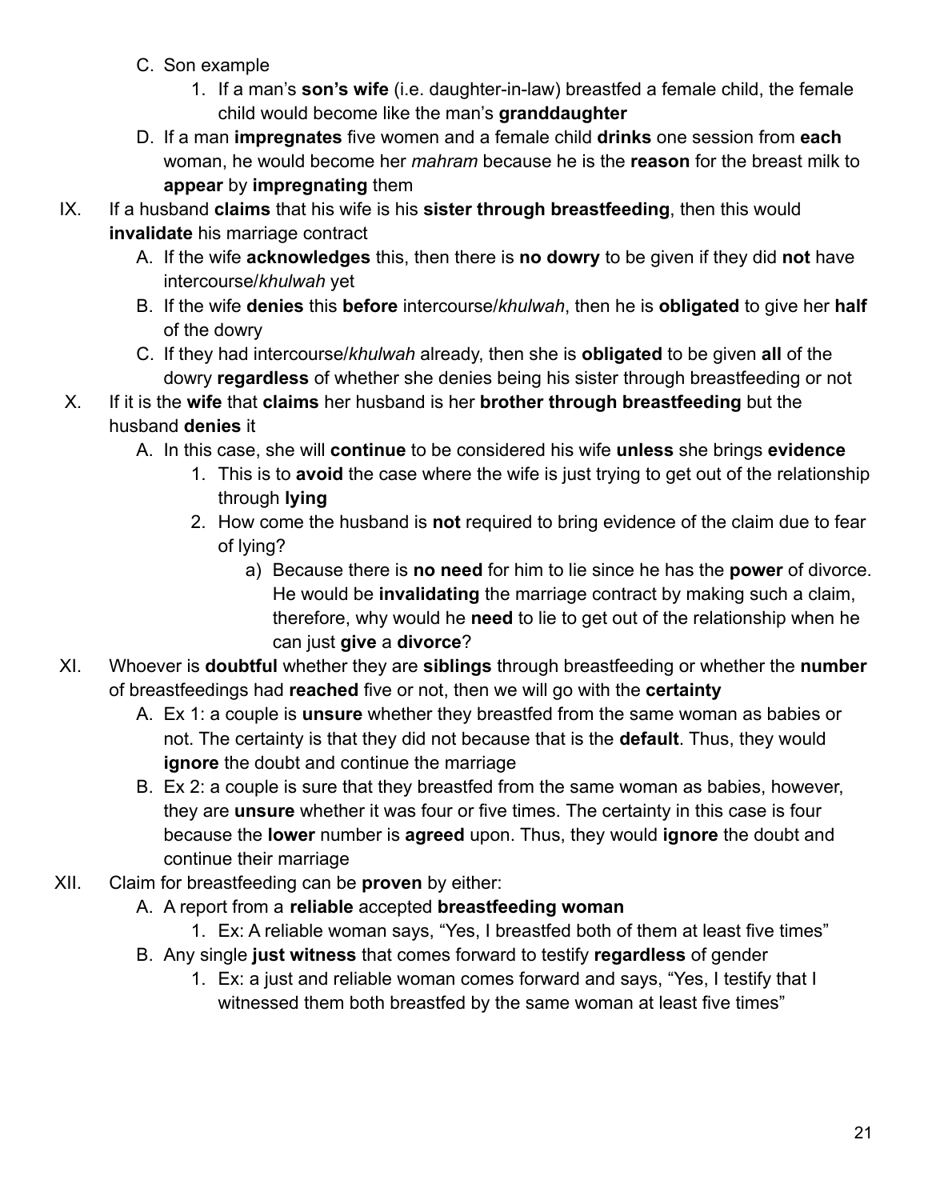C. Son example
   1. If a man's **son's wife** (i.e. daughter-in-law) breastfed a female child, the female child would become like the man's **granddaughter**

D. If a man **impregnates** five women and a female child **drinks** one session from **each** woman, he would become her *mahram* because he is the **reason** for the breast milk to **appear** by **impregnating** them

IX. If a husband **claims** that his wife is his **sister through breastfeeding**, then this would **invalidate** his marriage contract
   A. If the wife **acknowledges** this, then there is **no dowry** to be given if they did **not** have intercourse/*khulwah* yet
   B. If the wife **denies** this **before** intercourse/*khulwah*, then he is **obligated** to give her **half** of the dowry
   C. If they had intercourse/*khulwah* already, then she is **obligated** to be given **all** of the dowry **regardless** of whether she denies being his sister through breastfeeding or not

X. If it is the **wife** that **claims** her husband is her **brother through breastfeeding** but the husband **denies** it
   A. In this case, she will **continue** to be considered his wife **unless** she brings **evidence**
      1. This is to **avoid** the case where the wife is just trying to get out of the relationship through **lying**
      2. How come the husband is **not** required to bring evidence of the claim due to fear of lying?
         a) Because there is **no need** for him to lie since he has the **power** of divorce. He would be **invalidating** the marriage contract by making such a claim, therefore, why would he **need** to lie to get out of the relationship when he can just **give** a **divorce**?

XI. Whoever is **doubtful** whether they are **siblings** through breastfeeding or whether the **number** of breastfeedings had **reached** five or not, then we will go with the **certainty**
   A. Ex 1: a couple is **unsure** whether they breastfed from the same woman as babies or not. The certainty is that they did not because that is the **default**. Thus, they would **ignore** the doubt and continue the marriage
   B. Ex 2: a couple is sure that they breastfed from the same woman as babies, however, they are **unsure** whether it was four or five times. The certainty in this case is four because the **lower** number is **agreed** upon. Thus, they would **ignore** the doubt and continue their marriage

XII. Claim for breastfeeding can be **proven** by either:
   A. A report from a **reliable** accepted **breastfeeding woman**
      1. Ex: A reliable woman says, "Yes, I breastfed both of them at least five times"
   B. Any single **just witness** that comes forward to testify **regardless** of gender
      1. Ex: a just and reliable woman comes forward and says, "Yes, I testify that I witnessed them both breastfed by the same woman at least five times"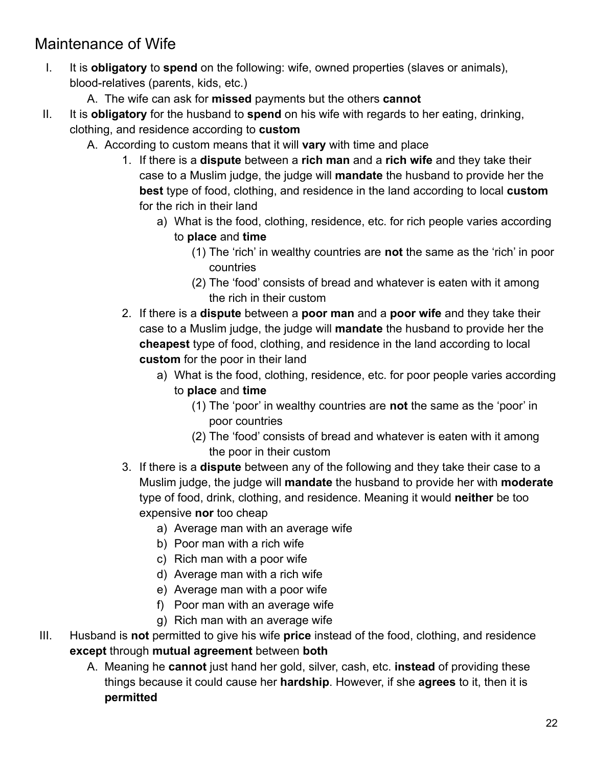# Maintenance of Wife

I. It is **obligatory** to **spend** on the following: wife, owned properties (slaves or animals), blood-relatives (parents, kids, etc.)
   A. The wife can ask for **missed** payments but the others **cannot**

II. It is **obligatory** for the husband to **spend** on his wife with regards to her eating, drinking, clothing, and residence according to **custom**
   A. According to custom means that it will **vary** with time and place
      1. If there is a **dispute** between a **rich man** and a **rich wife** and they take their case to a Muslim judge, the judge will **mandate** the husband to provide her the **best** type of food, clothing, and residence in the land according to local **custom** for the rich in their land
         a) What is the food, clothing, residence, etc. for rich people varies according to **place** and **time**
            (1) The 'rich' in wealthy countries are **not** the same as the 'rich' in poor countries
            (2) The 'food' consists of bread and whatever is eaten with it among the rich in their custom
      2. If there is a **dispute** between a **poor man** and a **poor wife** and they take their case to a Muslim judge, the judge will **mandate** the husband to provide her the **cheapest** type of food, clothing, and residence in the land according to local **custom** for the poor in their land
         a) What is the food, clothing, residence, etc. for poor people varies according to **place** and **time**
            (1) The 'poor' in wealthy countries are **not** the same as the 'poor' in poor countries
            (2) The 'food' consists of bread and whatever is eaten with it among the poor in their custom
      3. If there is a **dispute** between any of the following and they take their case to a Muslim judge, the judge will **mandate** the husband to provide her with **moderate** type of food, drink, clothing, and residence. Meaning it would **neither** be too expensive **nor** too cheap
         a) Average man with an average wife
         b) Poor man with a rich wife
         c) Rich man with a poor wife
         d) Average man with a rich wife
         e) Average man with a poor wife
         f) Poor man with an average wife
         g) Rich man with an average wife

III. Husband is **not** permitted to give his wife **price** instead of the food, clothing, and residence **except** through **mutual agreement** between **both**
   A. Meaning he **cannot** just hand her gold, silver, cash, etc. **instead** of providing these things because it could cause her **hardship**. However, if she **agrees** to it, then it is **permitted**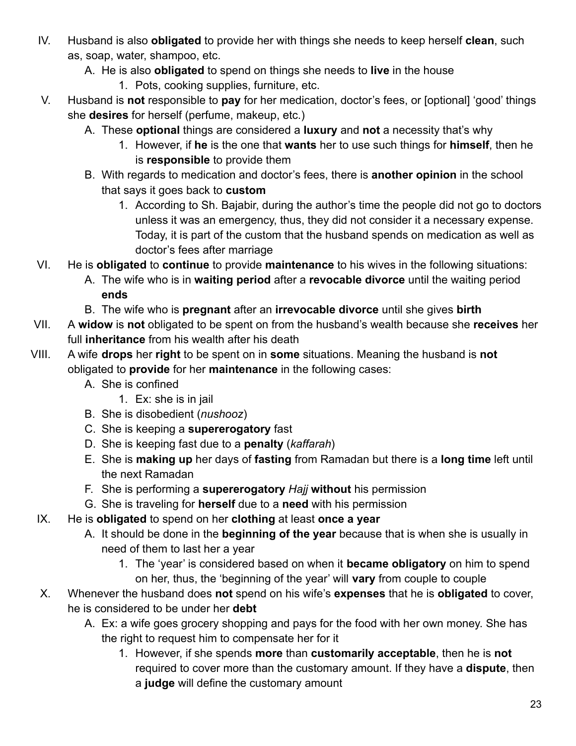IV. Husband is also **obligated** to provide her with things she needs to keep herself **clean**, such as, soap, water, shampoo, etc.
   A. He is also **obligated** to spend on things she needs to **live** in the house
      1. Pots, cooking supplies, furniture, etc.

V. Husband is **not** responsible to **pay** for her medication, doctor's fees, or [optional] 'good' things she **desires** for herself (perfume, makeup, etc.)
   A. These **optional** things are considered a **luxury** and **not** a necessity that's why
      1. However, if **he** is the one that **wants** her to use such things for **himself**, then he is **responsible** to provide them
   B. With regards to medication and doctor's fees, there is **another opinion** in the school that says it goes back to **custom**
      1. According to Sh. Bajabir, during the author's time the people did not go to doctors unless it was an emergency, thus, they did not consider it a necessary expense. Today, it is part of the custom that the husband spends on medication as well as doctor's fees after marriage

VI. He is **obligated** to **continue** to provide **maintenance** to his wives in the following situations:
   A. The wife who is in **waiting period** after a **revocable divorce** until the waiting period **ends**
   B. The wife who is **pregnant** after an **irrevocable divorce** until she gives **birth**

VII. A **widow** is **not** obligated to be spent on from the husband's wealth because she **receives** her full **inheritance** from his wealth after his death

VIII. A wife **drops** her **right** to be spent on in **some** situations. Meaning the husband is **not** obligated to **provide** for her **maintenance** in the following cases:
   A. She is confined
      1. Ex: she is in jail
   B. She is disobedient (*nushooz*)
   C. She is keeping a **supererogatory** fast
   D. She is keeping fast due to a **penalty** (*kaffarah*)
   E. She is **making up** her days of **fasting** from Ramadan but there is a **long time** left until the next Ramadan
   F. She is performing a **supererogatory** *Hajj* **without** his permission
   G. She is traveling for **herself** due to a **need** with his permission

IX. He is **obligated** to spend on her **clothing** at least **once a year**
   A. It should be done in the **beginning of the year** because that is when she is usually in need of them to last her a year
      1. The 'year' is considered based on when it **became obligatory** on him to spend on her, thus, the 'beginning of the year' will **vary** from couple to couple

X. Whenever the husband does **not** spend on his wife's **expenses** that he is **obligated** to cover, he is considered to be under her **debt**
   A. Ex: a wife goes grocery shopping and pays for the food with her own money. She has the right to request him to compensate her for it
      1. However, if she spends **more** than **customarily acceptable**, then he is **not** required to cover more than the customary amount. If they have a **dispute**, then a **judge** will define the customary amount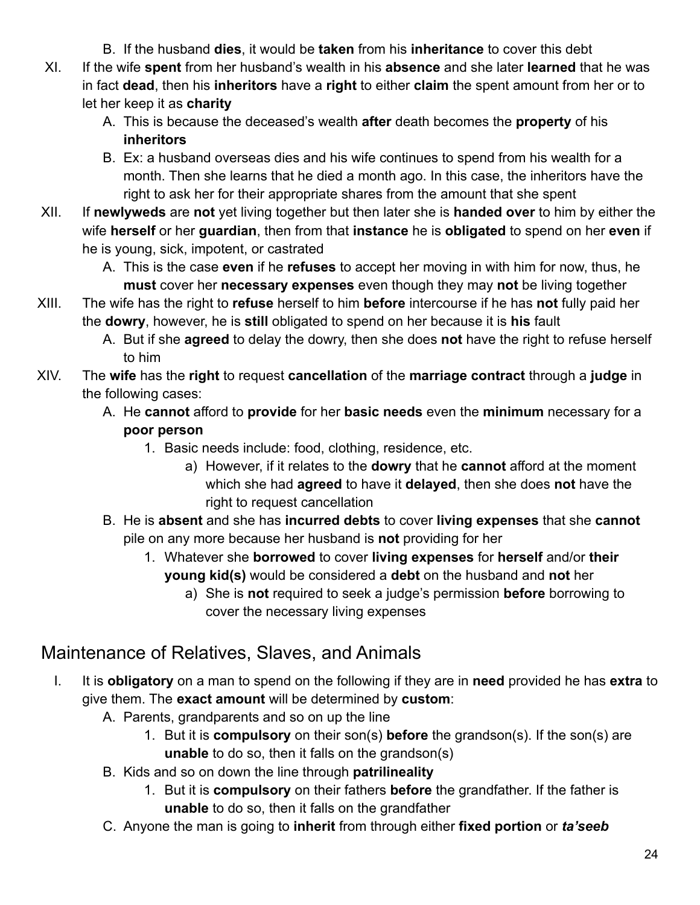B. If the husband **dies**, it would be **taken** from his **inheritance** to cover this debt

XI. If the wife **spent** from her husband's wealth in his **absence** and she later **learned** that he was in fact **dead**, then his **inheritors** have a **right** to either **claim** the spent amount from her or to let her keep it as **charity**

   A. This is because the deceased's wealth **after** death becomes the **property** of his **inheritors**

   B. Ex: a husband overseas dies and his wife continues to spend from his wealth for a month. Then she learns that he died a month ago. In this case, the inheritors have the right to ask her for their appropriate shares from the amount that she spent

XII. If **newlyweds** are **not** yet living together but then later she is **handed over** to him by either the wife **herself** or her **guardian**, then from that **instance** he is **obligated** to spend on her **even** if he is young, sick, impotent, or castrated

   A. This is the case **even** if he **refuses** to accept her moving in with him for now, thus, he **must** cover her **necessary expenses** even though they may **not** be living together

XIII. The wife has the right to **refuse** herself to him **before** intercourse if he has **not** fully paid her the **dowry**, however, he is **still** obligated to spend on her because it is **his** fault

   A. But if she **agreed** to delay the dowry, then she does **not** have the right to refuse herself to him

XIV. The **wife** has the **right** to request **cancellation** of the **marriage contract** through a **judge** in the following cases:

   A. He **cannot** afford to **provide** for her **basic needs** even the **minimum** necessary for a **poor person**

      1. Basic needs include: food, clothing, residence, etc.

         a) However, if it relates to the **dowry** that he **cannot** afford at the moment which she had **agreed** to have it **delayed**, then she does **not** have the right to request cancellation

   B. He is **absent** and she has **incurred debts** to cover **living expenses** that she **cannot** pile on any more because her husband is **not** providing for her

      1. Whatever she **borrowed** to cover **living expenses** for **herself** and/or **their young kid(s)** would be considered a **debt** on the husband and **not** her

         a) She is **not** required to seek a judge's permission **before** borrowing to cover the necessary living expenses

## Maintenance of Relatives, Slaves, and Animals

I. It is **obligatory** on a man to spend on the following if they are in **need** provided he has **extra** to give them. The **exact amount** will be determined by **custom**:

   A. Parents, grandparents and so on up the line

      1. But it is **compulsory** on their son(s) **before** the grandson(s). If the son(s) are **unable** to do so, then it falls on the grandson(s)

   B. Kids and so on down the line through **patrilineality**

      1. But it is **compulsory** on their fathers **before** the grandfather. If the father is **unable** to do so, then it falls on the grandfather

   C. Anyone the man is going to **inherit** from through either **fixed portion** or ***ta'seeb***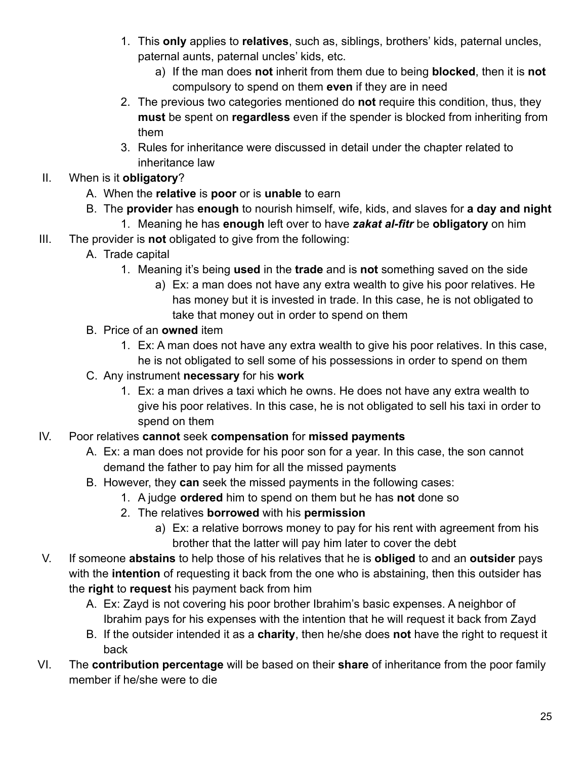1. This **only** applies to **relatives**, such as, siblings, brothers' kids, paternal uncles, paternal aunts, paternal uncles' kids, etc.
    a) If the man does **not** inherit from them due to being **blocked**, then it is **not** compulsory to spend on them **even** if they are in need
2. The previous two categories mentioned do **not** require this condition, thus, they **must** be spent on **regardless** even if the spender is blocked from inheriting from them
3. Rules for inheritance were discussed in detail under the chapter related to inheritance law

II. When is it **obligatory**?
   A. When the **relative** is **poor** or is **unable** to earn
   B. The **provider** has **enough** to nourish himself, wife, kids, and slaves for **a day and night**
      1. Meaning he has **enough** left over to have ***zakat al-fitr*** be **obligatory** on him

III. The provider is **not** obligated to give from the following:
   A. Trade capital
      1. Meaning it's being **used** in the **trade** and is **not** something saved on the side
         a) Ex: a man does not have any extra wealth to give his poor relatives. He has money but it is invested in trade. In this case, he is not obligated to take that money out in order to spend on them
   B. Price of an **owned** item
      1. Ex: A man does not have any extra wealth to give his poor relatives. In this case, he is not obligated to sell some of his possessions in order to spend on them
   C. Any instrument **necessary** for his **work**
      1. Ex: a man drives a taxi which he owns. He does not have any extra wealth to give his poor relatives. In this case, he is not obligated to sell his taxi in order to spend on them

IV. Poor relatives **cannot** seek **compensation** for **missed payments**
   A. Ex: a man does not provide for his poor son for a year. In this case, the son cannot demand the father to pay him for all the missed payments
   B. However, they **can** seek the missed payments in the following cases:
      1. A judge **ordered** him to spend on them but he has **not** done so
      2. The relatives **borrowed** with his **permission**
         a) Ex: a relative borrows money to pay for his rent with agreement from his brother that the latter will pay him later to cover the debt

V. If someone **abstains** to help those of his relatives that he is **obliged** to and an **outsider** pays with the **intention** of requesting it back from the one who is abstaining, then this outsider has the **right** to **request** his payment back from him
   A. Ex: Zayd is not covering his poor brother Ibrahim's basic expenses. A neighbor of Ibrahim pays for his expenses with the intention that he will request it back from Zayd
   B. If the outsider intended it as a **charity**, then he/she does **not** have the right to request it back

VI. The **contribution percentage** will be based on their **share** of inheritance from the poor family member if he/she were to die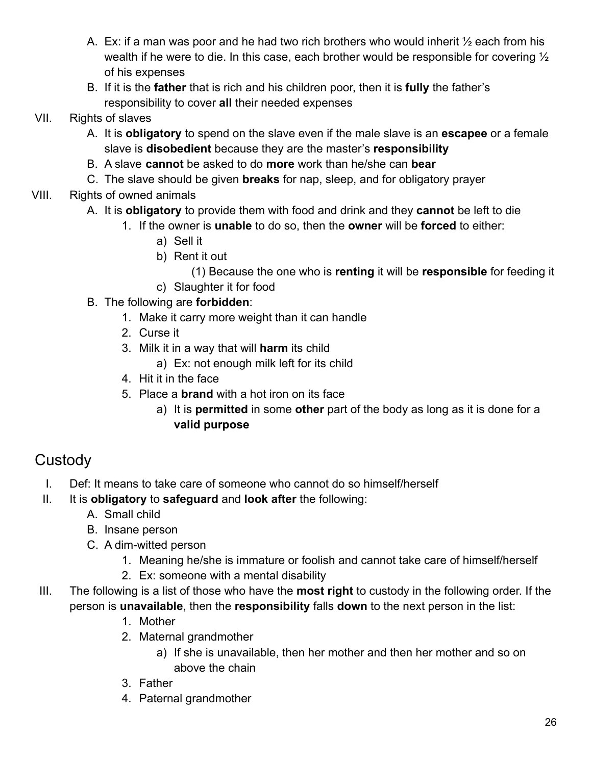A. Ex: if a man was poor and he had two rich brothers who would inherit ½ each from his wealth if he were to die. In this case, each brother would be responsible for covering ½ of his expenses
B. If it is the **father** that is rich and his children poor, then it is **fully** the father's responsibility to cover **all** their needed expenses

VII. Rights of slaves
  A. It is **obligatory** to spend on the slave even if the male slave is an **escapee** or a female slave is **disobedient** because they are the master's **responsibility**
  B. A slave **cannot** be asked to do **more** work than he/she can **bear**
  C. The slave should be given **breaks** for nap, sleep, and for obligatory prayer

VIII. Rights of owned animals
  A. It is **obligatory** to provide them with food and drink and they **cannot** be left to die
    1. If the owner is **unable** to do so, then the **owner** will be **forced** to either:
      a) Sell it
      b) Rent it out
        (1) Because the one who is **renting** it will be **responsible** for feeding it
      c) Slaughter it for food
  B. The following are **forbidden**:
    1. Make it carry more weight than it can handle
    2. Curse it
    3. Milk it in a way that will **harm** its child
      a) Ex: not enough milk left for its child
    4. Hit it in the face
    5. Place a **brand** with a hot iron on its face
      a) It is **permitted** in some **other** part of the body as long as it is done for a **valid purpose**

## Custody

I. Def: It means to take care of someone who cannot do so himself/herself

II. It is **obligatory** to **safeguard** and **look after** the following:
  A. Small child
  B. Insane person
  C. A dim-witted person
    1. Meaning he/she is immature or foolish and cannot take care of himself/herself
    2. Ex: someone with a mental disability

III. The following is a list of those who have the **most right** to custody in the following order. If the person is **unavailable**, then the **responsibility** falls **down** to the next person in the list:
    1. Mother
    2. Maternal grandmother
      a) If she is unavailable, then her mother and then her mother and so on above the chain
    3. Father
    4. Paternal grandmother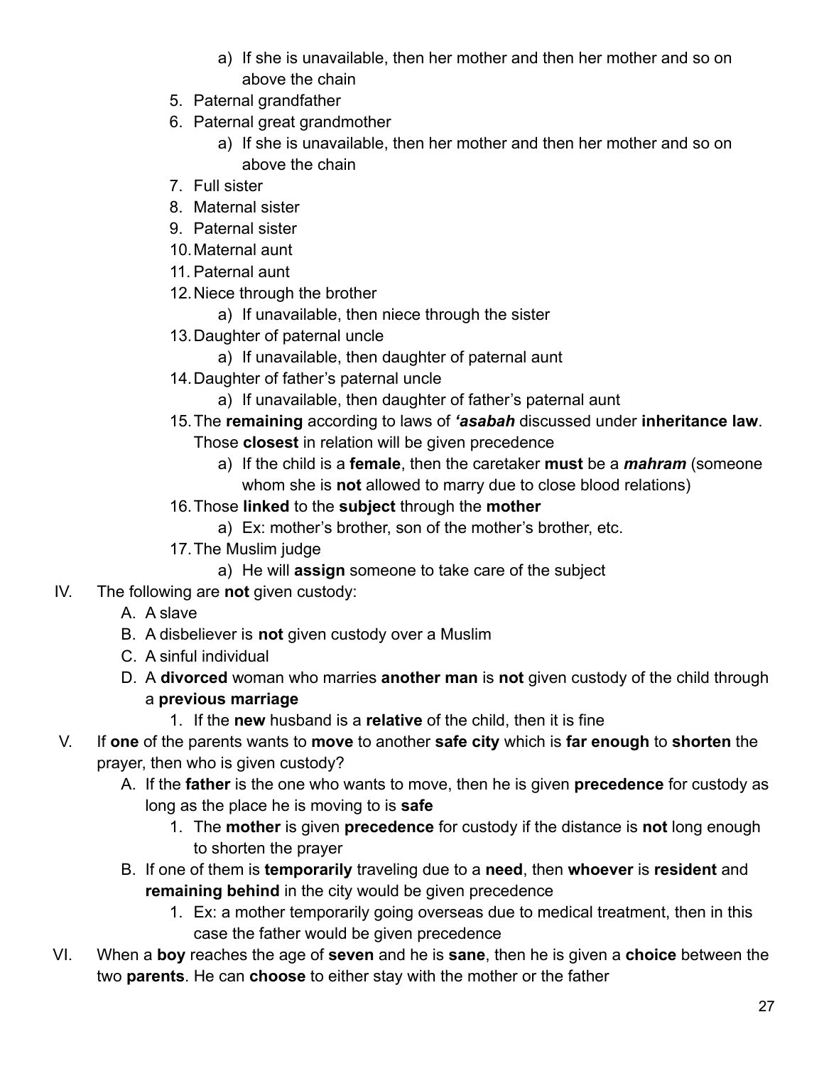a) If she is unavailable, then her mother and then her mother and so on above the chain

    5. Paternal grandfather
    6. Paternal great grandmother
        a) If she is unavailable, then her mother and then her mother and so on above the chain
    7. Full sister
    8. Maternal sister
    9. Paternal sister
    10. Maternal aunt
    11. Paternal aunt
    12. Niece through the brother
        a) If unavailable, then niece through the sister
    13. Daughter of paternal uncle
        a) If unavailable, then daughter of paternal aunt
    14. Daughter of father's paternal uncle
        a) If unavailable, then daughter of father's paternal aunt
    15. The **remaining** according to laws of ***'asabah*** discussed under **inheritance law**. Those **closest** in relation will be given precedence
        a) If the child is a **female**, then the caretaker **must** be a ***mahram*** (someone whom she is **not** allowed to marry due to close blood relations)
    16. Those **linked** to the **subject** through the **mother**
        a) Ex: mother's brother, son of the mother's brother, etc.
    17. The Muslim judge
        a) He will **assign** someone to take care of the subject

IV. The following are **not** given custody:
  A. A slave
  B. A disbeliever is **not** given custody over a Muslim
  C. A sinful individual
  D. A **divorced** woman who marries **another man** is **not** given custody of the child through a **previous marriage**
    1. If the **new** husband is a **relative** of the child, then it is fine

V. If **one** of the parents wants to **move** to another **safe city** which is **far enough** to **shorten** the prayer, then who is given custody?
  A. If the **father** is the one who wants to move, then he is given **precedence** for custody as long as the place he is moving to is **safe**
    1. The **mother** is given **precedence** for custody if the distance is **not** long enough to shorten the prayer
  B. If one of them is **temporarily** traveling due to a **need**, then **whoever** is **resident** and **remaining behind** in the city would be given precedence
    1. Ex: a mother temporarily going overseas due to medical treatment, then in this case the father would be given precedence

VI. When a **boy** reaches the age of **seven** and he is **sane**, then he is given a **choice** between the two **parents**. He can **choose** to either stay with the mother or the father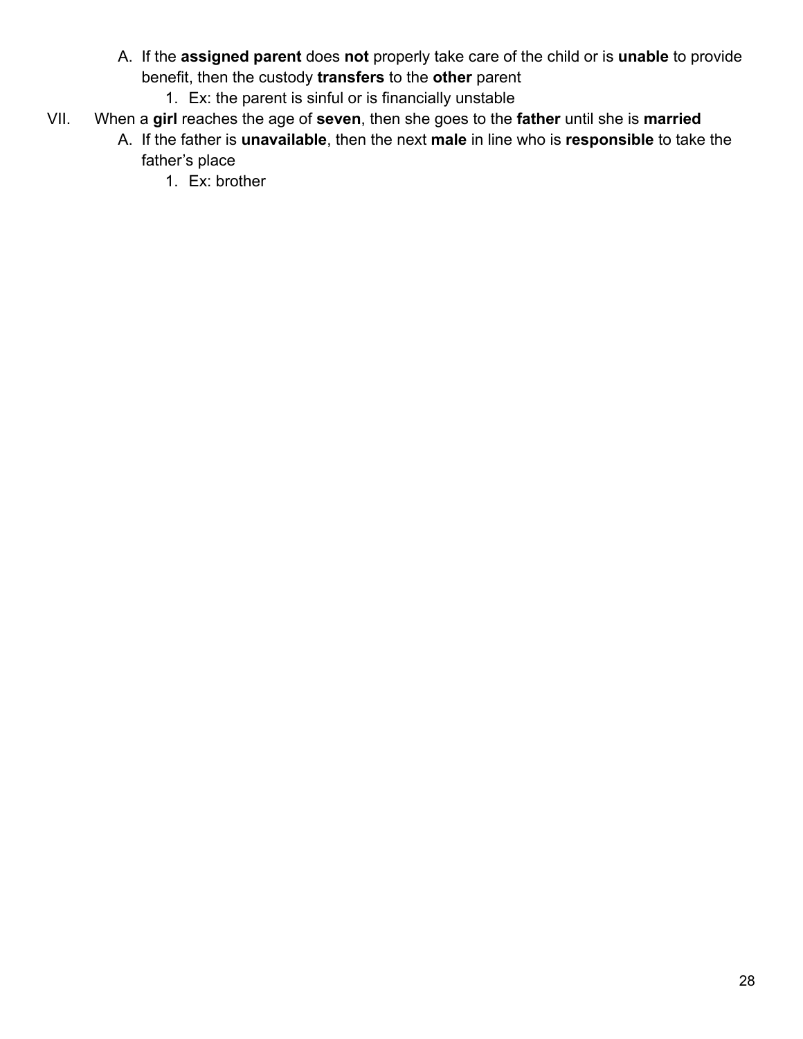A. If the **assigned parent** does **not** properly take care of the child or is **unable** to provide benefit, then the custody **transfers** to the **other** parent
    1. Ex: the parent is sinful or is financially unstable

VII. When a **girl** reaches the age of **seven**, then she goes to the **father** until she is **married**
   A. If the father is **unavailable**, then the next **male** in line who is **responsible** to take the father's place
      1. Ex: brother